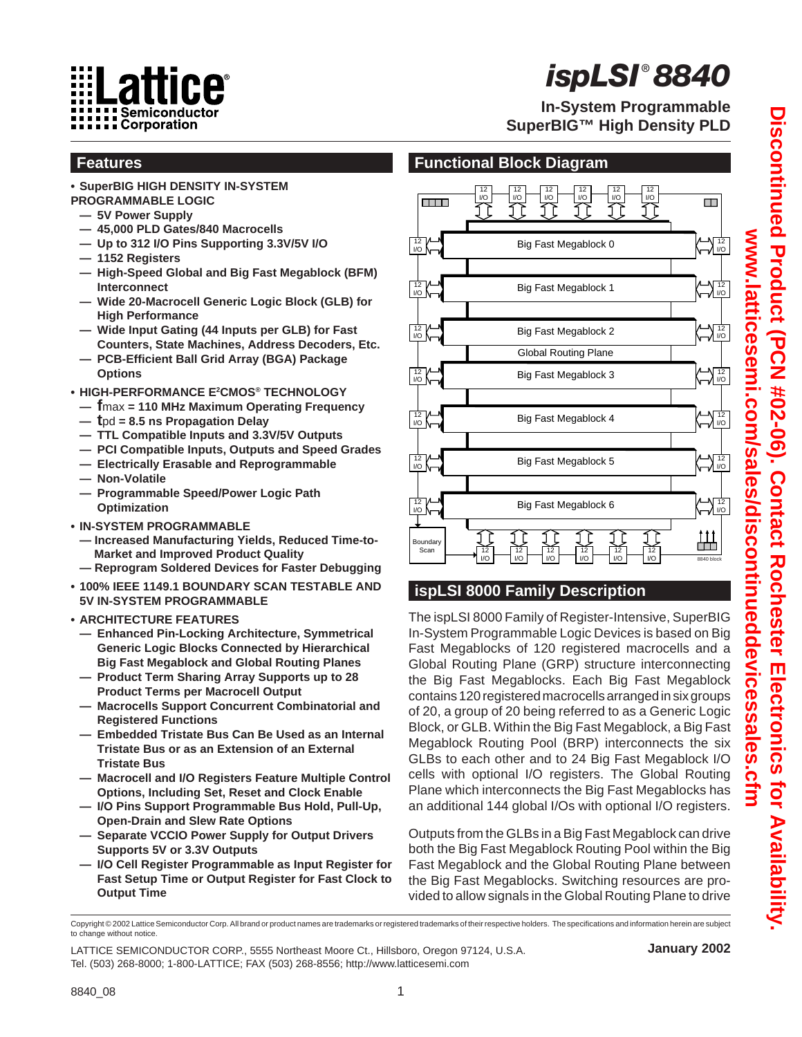Lattice Semiconductor Corporation

# ispLSI® 8840

**In-System Programmable SuperBIG™ High Density PLD**

**Discontinued Product (PCN #02-06). Contact Rochester Electronics for Availability. www.latticesemi.com/sales/discontinueddevicessales.cfm**

## Features

- **SuperBIG HIGH DENSITY IN-SYSTEM PROGRAMMABLE LOGIC**
  - **5V Power Supply**
  - **45,000 PLD Gates/840 Macrocells**
  - **Up to 312 I/O Pins Supporting 3.3V/5V I/O**
  - **1152 Registers**
  - **High-Speed Global and Big Fast Megablock (BFM) Interconnect**
  - **Wide 20-Macrocell Generic Logic Block (GLB) for High Performance**
  - **Wide Input Gating (44 Inputs per GLB) for Fast Counters, State Machines, Address Decoders, Etc.**
  - **PCB-Efficient Ball Grid Array (BGA) Package Options**
- **HIGH-PERFORMANCE E²CMOS® TECHNOLOGY**
  - **$f_{max}$ = 110 MHz Maximum Operating Frequency**
  - **$t_{pd}$ = 8.5 ns Propagation Delay**
  - **TTL Compatible Inputs and 3.3V/5V Outputs**
  - **PCI Compatible Inputs, Outputs and Speed Grades**
  - **Electrically Erasable and Reprogrammable**
  - **Non-Volatile**
  - **Programmable Speed/Power Logic Path Optimization**
- **IN-SYSTEM PROGRAMMABLE**
  - **Increased Manufacturing Yields, Reduced Time-to-Market and Improved Product Quality**
  - **Reprogram Soldered Devices for Faster Debugging**
- **100% IEEE 1149.1 BOUNDARY SCAN TESTABLE AND 5V IN-SYSTEM PROGRAMMABLE**
- **ARCHITECTURE FEATURES**
  - **Enhanced Pin-Locking Architecture, Symmetrical Generic Logic Blocks Connected by Hierarchical Big Fast Megablock and Global Routing Planes**
  - **Product Term Sharing Array Supports up to 28 Product Terms per Macrocell Output**
  - **Macrocells Support Concurrent Combinatorial and Registered Functions**
  - **Embedded Tristate Bus Can Be Used as an Internal Tristate Bus or as an Extension of an External Tristate Bus**
  - **Macrocell and I/O Registers Feature Multiple Control Options, Including Set, Reset and Clock Enable**
  - **I/O Pins Support Programmable Bus Hold, Pull-Up, Open-Drain and Slew Rate Options**
  - **Separate VCCIO Power Supply for Output Drivers Supports 5V or 3.3V Outputs**
  - **I/O Cell Register Programmable as Input Register for Fast Setup Time or Output Register for Fast Clock to Output Time**

## Functional Block Diagram

## ispLSI 8000 Family Description

The ispLSI 8000 Family of Register-Intensive, SuperBIG In-System Programmable Logic Devices is based on Big Fast Megablocks of 120 registered macrocells and a Global Routing Plane (GRP) structure interconnecting the Big Fast Megablocks. Each Big Fast Megablock contains 120 registered macrocells arranged in six groups of 20, a group of 20 being referred to as a Generic Logic Block, or GLB. Within the Big Fast Megablock, a Big Fast Megablock Routing Pool (BRP) interconnects the six GLBs to each other and to 24 Big Fast Megablock I/O cells with optional I/O registers. The Global Routing Plane which interconnects the Big Fast Megablocks has an additional 144 global I/Os with optional I/O registers.

Outputs from the GLBs in a Big Fast Megablock can drive both the Big Fast Megablock Routing Pool within the Big Fast Megablock and the Global Routing Plane between the Big Fast Megablocks. Switching resources are provided to allow signals in the Global Routing Plane to drive

Copyright © 2002 Lattice Semiconductor Corp. All brand or product names are trademarks or registered trademarks of their respective holders. The specifications and information herein are subject to change without notice.

LATTICE SEMICONDUCTOR CORP., 5555 Northeast Moore Ct., Hillsboro, Oregon 97124, U.S.A.
Tel. (503) 268-8000; 1-800-LATTICE; FAX (503) 268-8556; http://www.latticesemi.com

**January 2002**

8840_08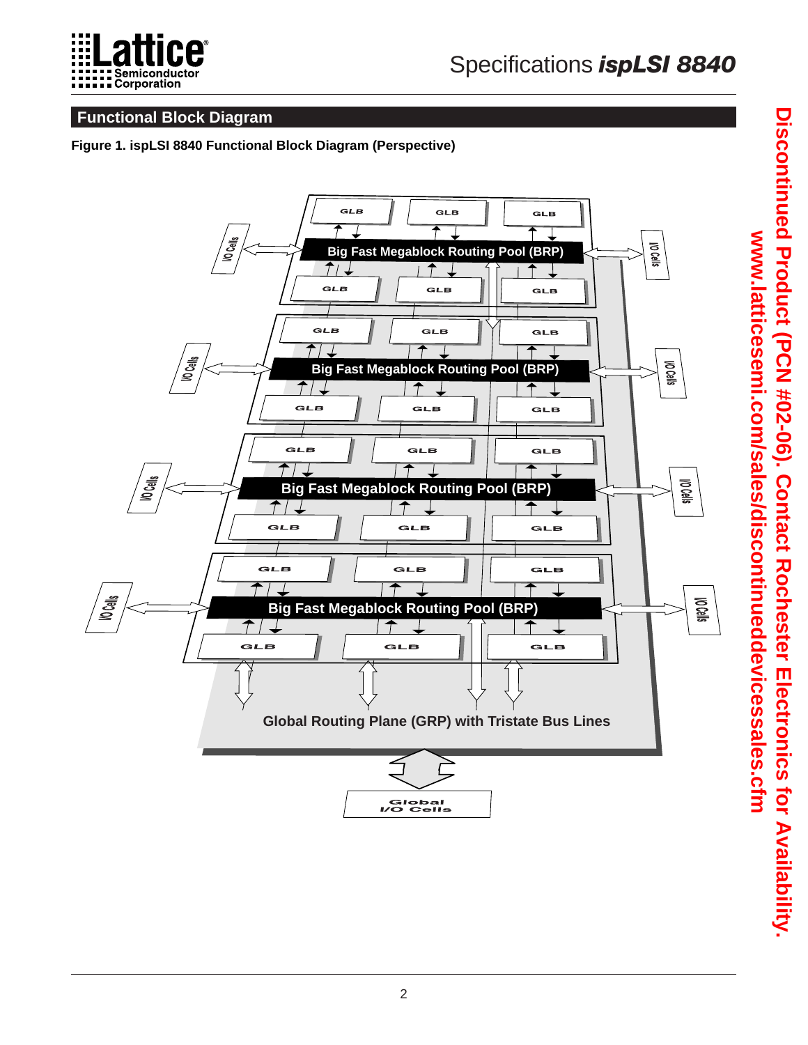## Functional Block Diagram

**Figure 1. ispLSI 8840 Functional Block Diagram (Perspective)**

Discontinued Product (PCN #02-06). Contact Rochester Electronics for Availability.
www.latticesemi.com/sales/discontinueddevicessales.cfm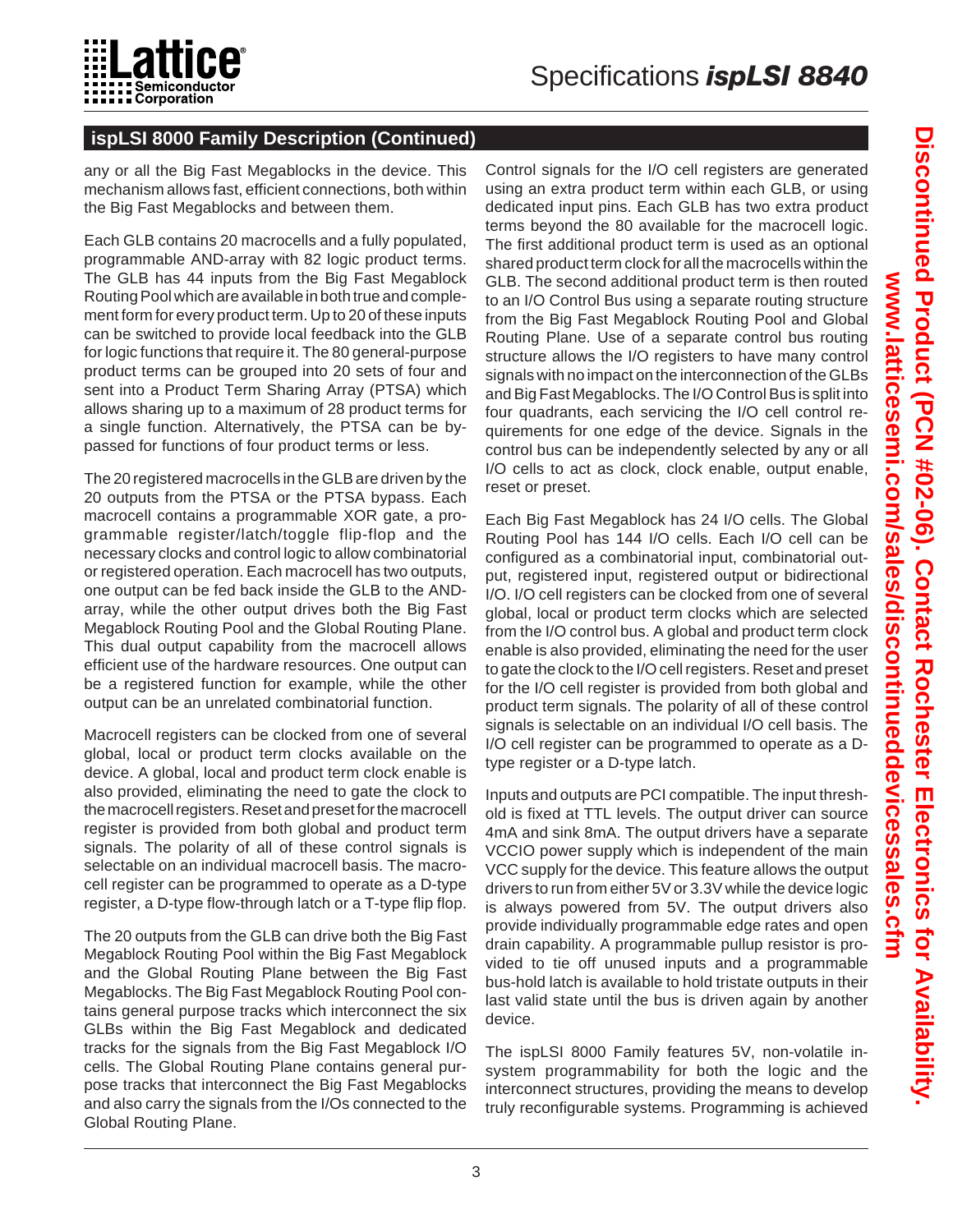## ispLSI 8000 Family Description (Continued)

any or all the Big Fast Megablocks in the device. This mechanism allows fast, efficient connections, both within the Big Fast Megablocks and between them.

Each GLB contains 20 macrocells and a fully populated, programmable AND-array with 82 logic product terms. The GLB has 44 inputs from the Big Fast Megablock Routing Pool which are available in both true and complement form for every product term. Up to 20 of these inputs can be switched to provide local feedback into the GLB for logic functions that require it. The 80 general-purpose product terms can be grouped into 20 sets of four and sent into a Product Term Sharing Array (PTSA) which allows sharing up to a maximum of 28 product terms for a single function. Alternatively, the PTSA can be bypassed for functions of four product terms or less.

The 20 registered macrocells in the GLB are driven by the 20 outputs from the PTSA or the PTSA bypass. Each macrocell contains a programmable XOR gate, a programmable register/latch/toggle flip-flop and the necessary clocks and control logic to allow combinatorial or registered operation. Each macrocell has two outputs, one output can be fed back inside the GLB to the AND-array, while the other output drives both the Big Fast Megablock Routing Pool and the Global Routing Plane. This dual output capability from the macrocell allows efficient use of the hardware resources. One output can be a registered function for example, while the other output can be an unrelated combinatorial function.

Macrocell registers can be clocked from one of several global, local or product term clocks available on the device. A global, local and product term clock enable is also provided, eliminating the need to gate the clock to the macrocell registers. Reset and preset for the macrocell register is provided from both global and product term signals. The polarity of all of these control signals is selectable on an individual macrocell basis. The macrocell register can be programmed to operate as a D-type register, a D-type flow-through latch or a T-type flip flop.

The 20 outputs from the GLB can drive both the Big Fast Megablock Routing Pool within the Big Fast Megablock and the Global Routing Plane between the Big Fast Megablocks. The Big Fast Megablock Routing Pool contains general purpose tracks which interconnect the six GLBs within the Big Fast Megablock and dedicated tracks for the signals from the Big Fast Megablock I/O cells. The Global Routing Plane contains general purpose tracks that interconnect the Big Fast Megablocks and also carry the signals from the I/Os connected to the Global Routing Plane.

Control signals for the I/O cell registers are generated using an extra product term within each GLB, or using dedicated input pins. Each GLB has two extra product terms beyond the 80 available for the macrocell logic. The first additional product term is used as an optional shared product term clock for all the macrocells within the GLB. The second additional product term is then routed to an I/O Control Bus using a separate routing structure from the Big Fast Megablock Routing Pool and Global Routing Plane. Use of a separate control bus routing structure allows the I/O registers to have many control signals with no impact on the interconnection of the GLBs and Big Fast Megablocks. The I/O Control Bus is split into four quadrants, each servicing the I/O cell control requirements for one edge of the device. Signals in the control bus can be independently selected by any or all I/O cells to act as clock, clock enable, output enable, reset or preset.

Each Big Fast Megablock has 24 I/O cells. The Global Routing Pool has 144 I/O cells. Each I/O cell can be configured as a combinatorial input, combinatorial output, registered input, registered output or bidirectional I/O. I/O cell registers can be clocked from one of several global, local or product term clocks which are selected from the I/O control bus. A global and product term clock enable is also provided, eliminating the need for the user to gate the clock to the I/O cell registers. Reset and preset for the I/O cell register is provided from both global and product term signals. The polarity of all of these control signals is selectable on an individual I/O cell basis. The I/O cell register can be programmed to operate as a D-type register or a D-type latch.

Inputs and outputs are PCI compatible. The input threshold is fixed at TTL levels. The output driver can source 4mA and sink 8mA. The output drivers have a separate VCCIO power supply which is independent of the main VCC supply for the device. This feature allows the output drivers to run from either 5V or 3.3V while the device logic is always powered from 5V. The output drivers also provide individually programmable edge rates and open drain capability. A programmable pullup resistor is provided to tie off unused inputs and a programmable bus-hold latch is available to hold tristate outputs in their last valid state until the bus is driven again by another device.

The ispLSI 8000 Family features 5V, non-volatile in-system programmability for both the logic and the interconnect structures, providing the means to develop truly reconfigurable systems. Programming is achieved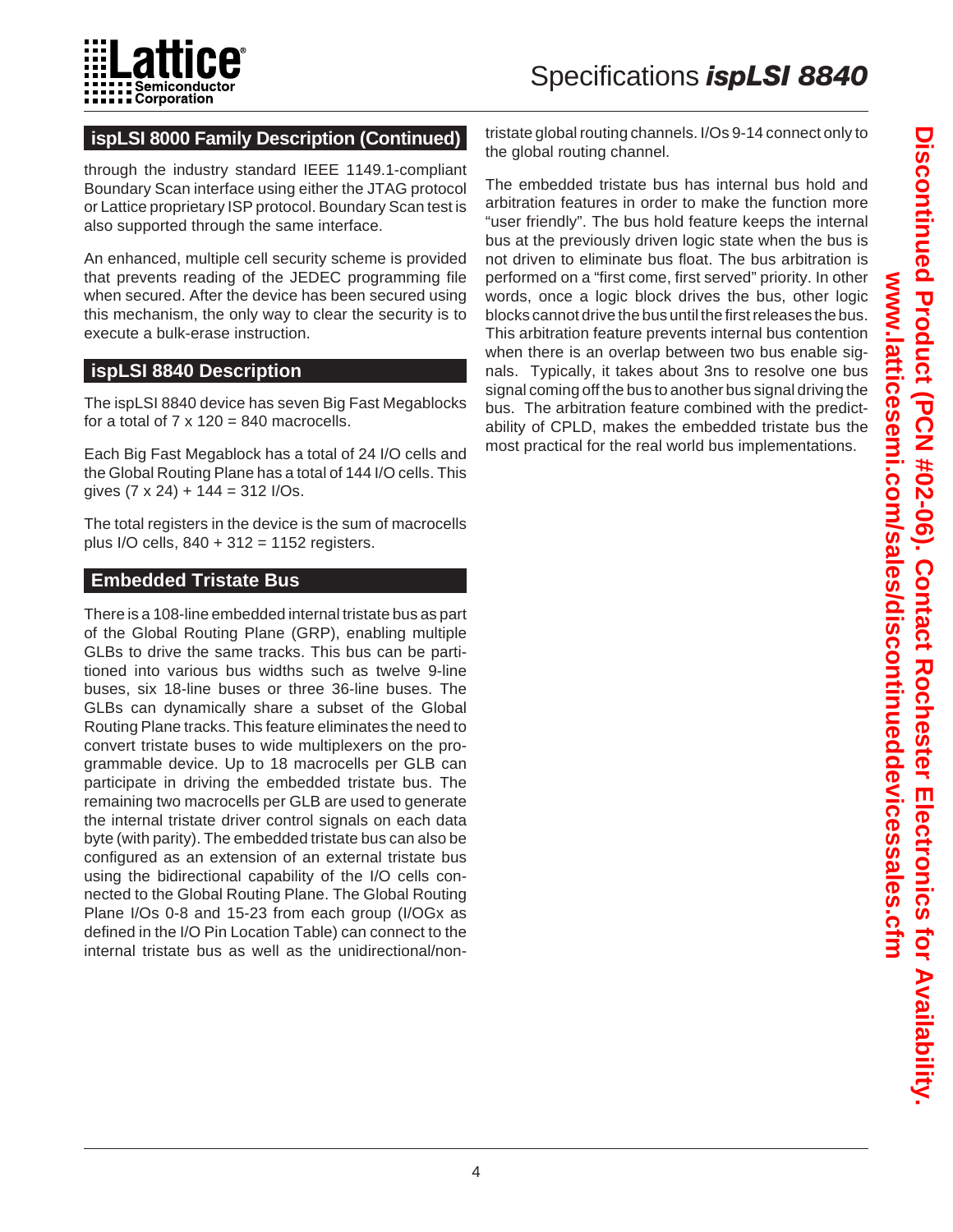## ispLSI 8000 Family Description (Continued)

through the industry standard IEEE 1149.1-compliant Boundary Scan interface using either the JTAG protocol or Lattice proprietary ISP protocol. Boundary Scan test is also supported through the same interface.

An enhanced, multiple cell security scheme is provided that prevents reading of the JEDEC programming file when secured. After the device has been secured using this mechanism, the only way to clear the security is to execute a bulk-erase instruction.

## ispLSI 8840 Description

The ispLSI 8840 device has seven Big Fast Megablocks for a total of 7 x 120 = 840 macrocells.

Each Big Fast Megablock has a total of 24 I/O cells and the Global Routing Plane has a total of 144 I/O cells. This gives (7 x 24) + 144 = 312 I/Os.

The total registers in the device is the sum of macrocells plus I/O cells, 840 + 312 = 1152 registers.

## Embedded Tristate Bus

There is a 108-line embedded internal tristate bus as part of the Global Routing Plane (GRP), enabling multiple GLBs to drive the same tracks. This bus can be partitioned into various bus widths such as twelve 9-line buses, six 18-line buses or three 36-line buses. The GLBs can dynamically share a subset of the Global Routing Plane tracks. This feature eliminates the need to convert tristate buses to wide multiplexers on the programmable device. Up to 18 macrocells per GLB can participate in driving the embedded tristate bus. The remaining two macrocells per GLB are used to generate the internal tristate driver control signals on each data byte (with parity). The embedded tristate bus can also be configured as an extension of an external tristate bus using the bidirectional capability of the I/O cells connected to the Global Routing Plane. The Global Routing Plane I/Os 0-8 and 15-23 from each group (I/OGx as defined in the I/O Pin Location Table) can connect to the internal tristate bus as well as the unidirectional/non-tristate global routing channels. I/Os 9-14 connect only to the global routing channel.

The embedded tristate bus has internal bus hold and arbitration features in order to make the function more “user friendly”. The bus hold feature keeps the internal bus at the previously driven logic state when the bus is not driven to eliminate bus float. The bus arbitration is performed on a “first come, first served” priority. In other words, once a logic block drives the bus, other logic blocks cannot drive the bus until the first releases the bus. This arbitration feature prevents internal bus contention when there is an overlap between two bus enable signals. Typically, it takes about 3ns to resolve one bus signal coming off the bus to another bus signal driving the bus. The arbitration feature combined with the predictability of CPLD, makes the embedded tristate bus the most practical for the real world bus implementations.

**Discontinued Product (PCN #02-06). Contact Rochester Electronics for Availability.**
**www.latticesemi.com/sales/discontinueddevicessales.cfm**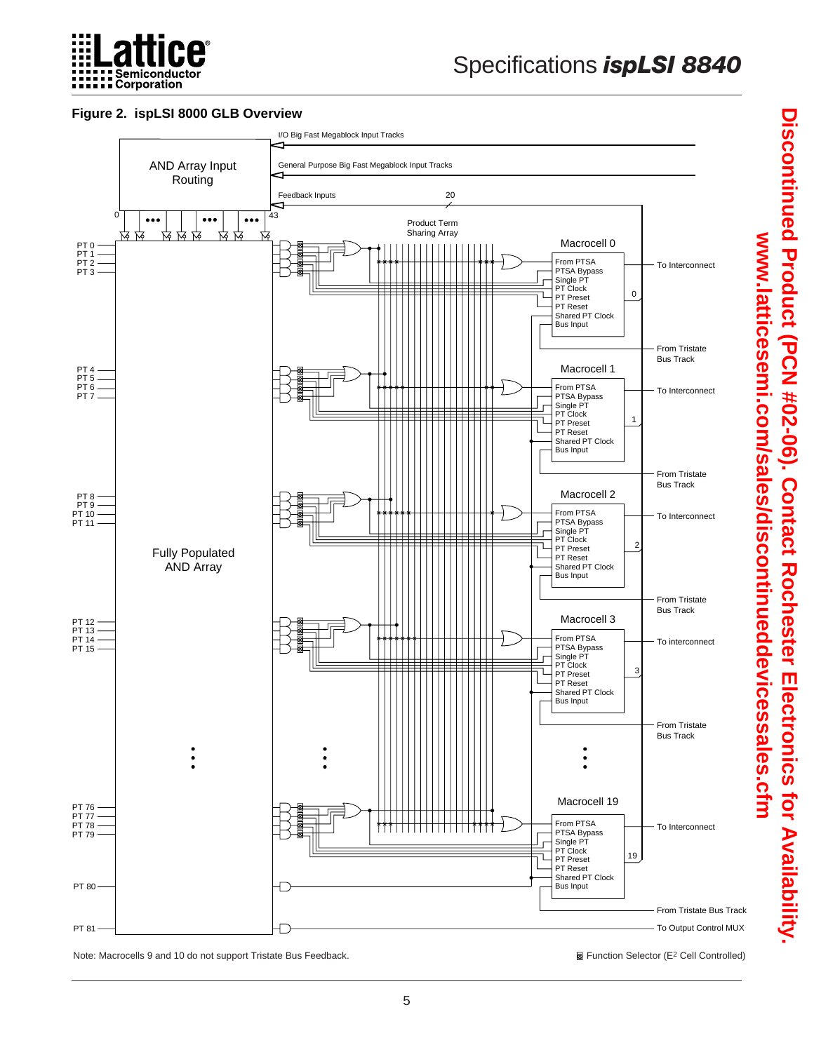**Discontinued Product (PCN #02-06). Contact Rochester Electronics for Availability.**
**www.latticesemi.com/sales/discontinueddevicessales.cfm**

**Figure 2. ispLSI 8000 GLB Overview**

I/O Big Fast Megablock Input Tracks

General Purpose Big Fast Megablock Input Tracks

Feedback Inputs 20

AND Array Input Routing

0 43

Product Term Sharing Array

PT 0, PT 1, PT 2, PT 3 — Macrocell 0: From PTSA, PTSA Bypass, Single PT, PT Clock, PT Preset, PT Reset, Shared PT Clock, Bus Input — 0 — To Interconnect — From Tristate Bus Track

PT 4, PT 5, PT 6, PT 7 — Macrocell 1: From PTSA, PTSA Bypass, Single PT, PT Clock, PT Preset, PT Reset, Shared PT Clock, Bus Input — 1 — To Interconnect — From Tristate Bus Track

PT 8, PT 9, PT 10, PT 11 — Macrocell 2: From PTSA, PTSA Bypass, Single PT, PT Clock, PT Preset, PT Reset, Shared PT Clock, Bus Input — 2 — To Interconnect — From Tristate Bus Track

Fully Populated AND Array

PT 12, PT 13, PT 14, PT 15 — Macrocell 3: From PTSA, PTSA Bypass, Single PT, PT Clock, PT Preset, PT Reset, Shared PT Clock, Bus Input — 3 — To interconnect — From Tristate Bus Track

PT 76, PT 77, PT 78, PT 79 — Macrocell 19: From PTSA, PTSA Bypass, Single PT, PT Clock, PT Preset, PT Reset, Shared PT Clock, Bus Input — 19 — To Interconnect

PT 80 — From Tristate Bus Track

PT 81 — To Output Control MUX

Note: Macrocells 9 and 10 do not support Tristate Bus Feedback.

Function Selector ($E^2$ Cell Controlled)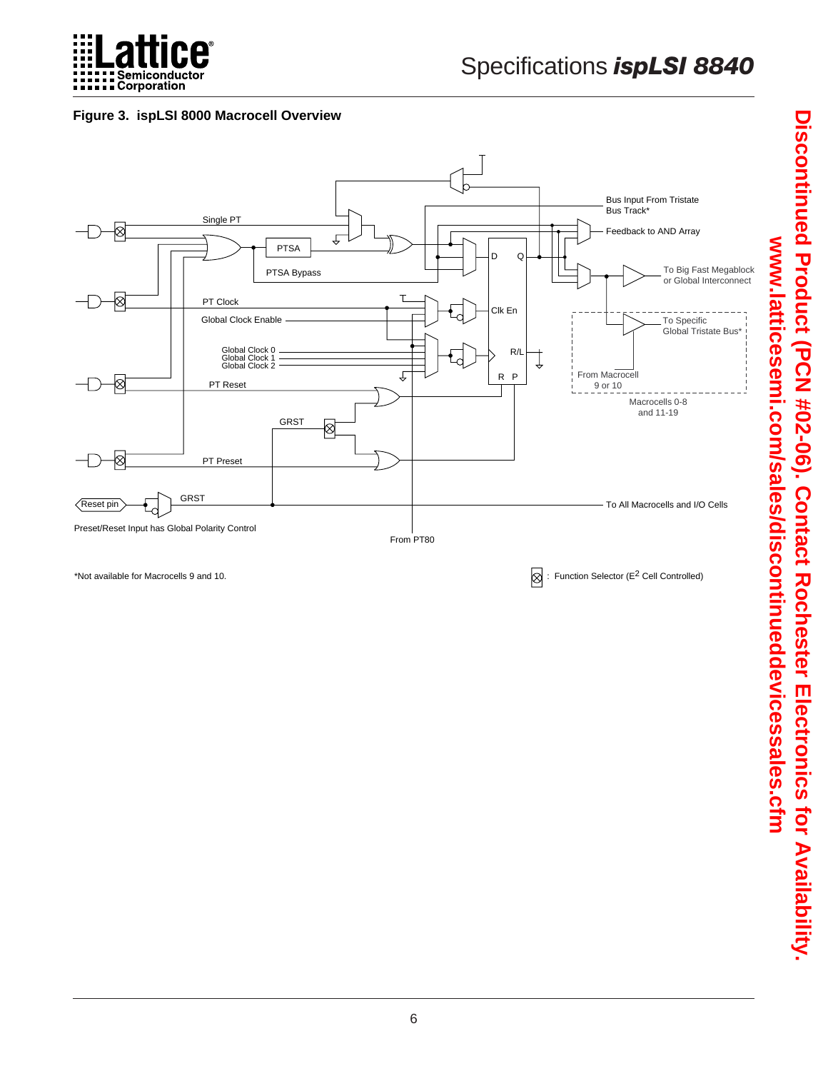**Figure 3. ispLSI 8000 Macrocell Overview**

Single PT

PTSA

PTSA Bypass

Bus Input From Tristate Bus Track*

Feedback to AND Array

To Big Fast Megablock or Global Interconnect

D

Q

PT Clock

Global Clock Enable

Clk En

To Specific Global Tristate Bus*

Global Clock 0
Global Clock 1
Global Clock 2

R/L

R P

From Macrocell 9 or 10

PT Reset

Macrocells 0-8 and 11-19

GRST

PT Preset

Reset pin

GRST

To All Macrocells and I/O Cells

Preset/Reset Input has Global Polarity Control

From PT80

*Not available for Macrocells 9 and 10.

⊗ : Function Selector ($E^2$ Cell Controlled)

**Discontinued Product (PCN #02-06). Contact Rochester Electronics for Availability.**
**www.latticesemi.com/sales/discontinueddevicessales.cfm**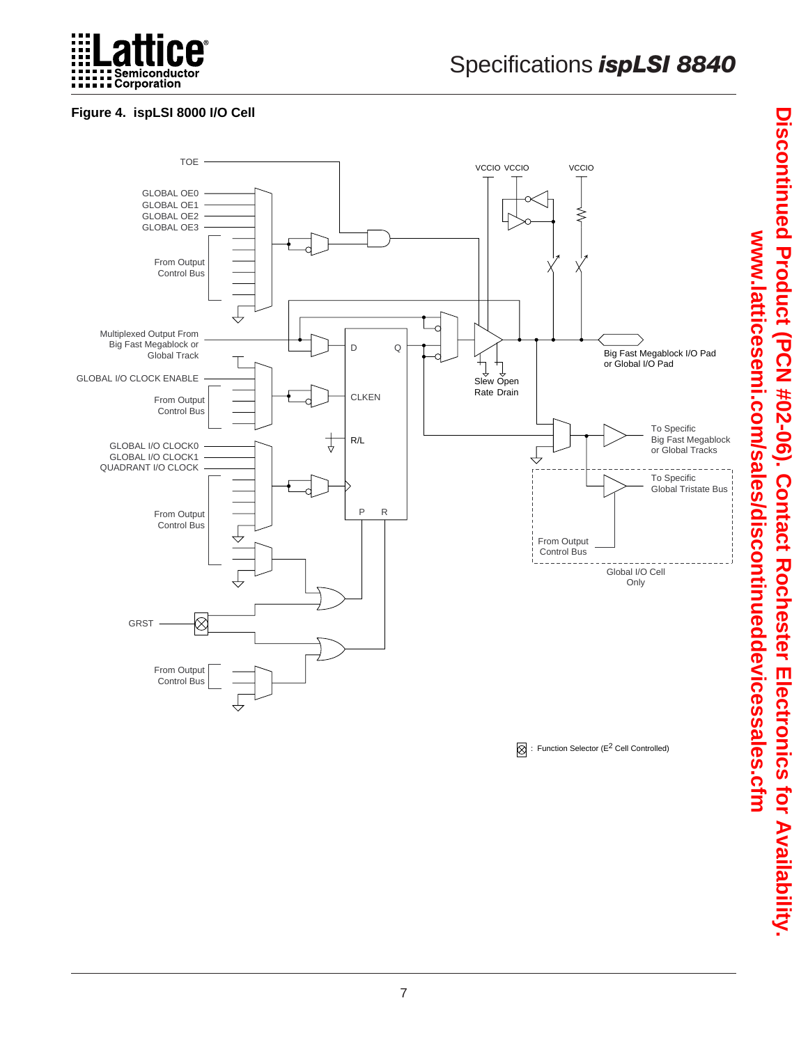**Figure 4. ispLSI 8000 I/O Cell**

TOE

GLOBAL OE0
GLOBAL OE1
GLOBAL OE2
GLOBAL OE3

From Output Control Bus

Multiplexed Output From Big Fast Megablock or Global Track

GLOBAL I/O CLOCK ENABLE

From Output Control Bus

GLOBAL I/O CLOCK0
GLOBAL I/O CLOCK1
QUADRANT I/O CLOCK

From Output Control Bus

GRST

From Output Control Bus

D Q CLKEN R/L P R

VCCIO VCCIO VCCIO

Slew Rate

Open Drain

Big Fast Megablock I/O Pad or Global I/O Pad

To Specific Big Fast Megablock or Global Tracks

To Specific Global Tristate Bus

From Output Control Bus

Global I/O Cell Only

⊗ : Function Selector ($E^2$ Cell Controlled)

**Discontinued Product (PCN #02-06). Contact Rochester Electronics for Availability.**
**www.latticesemi.com/sales/discontinueddevicessales.cfm**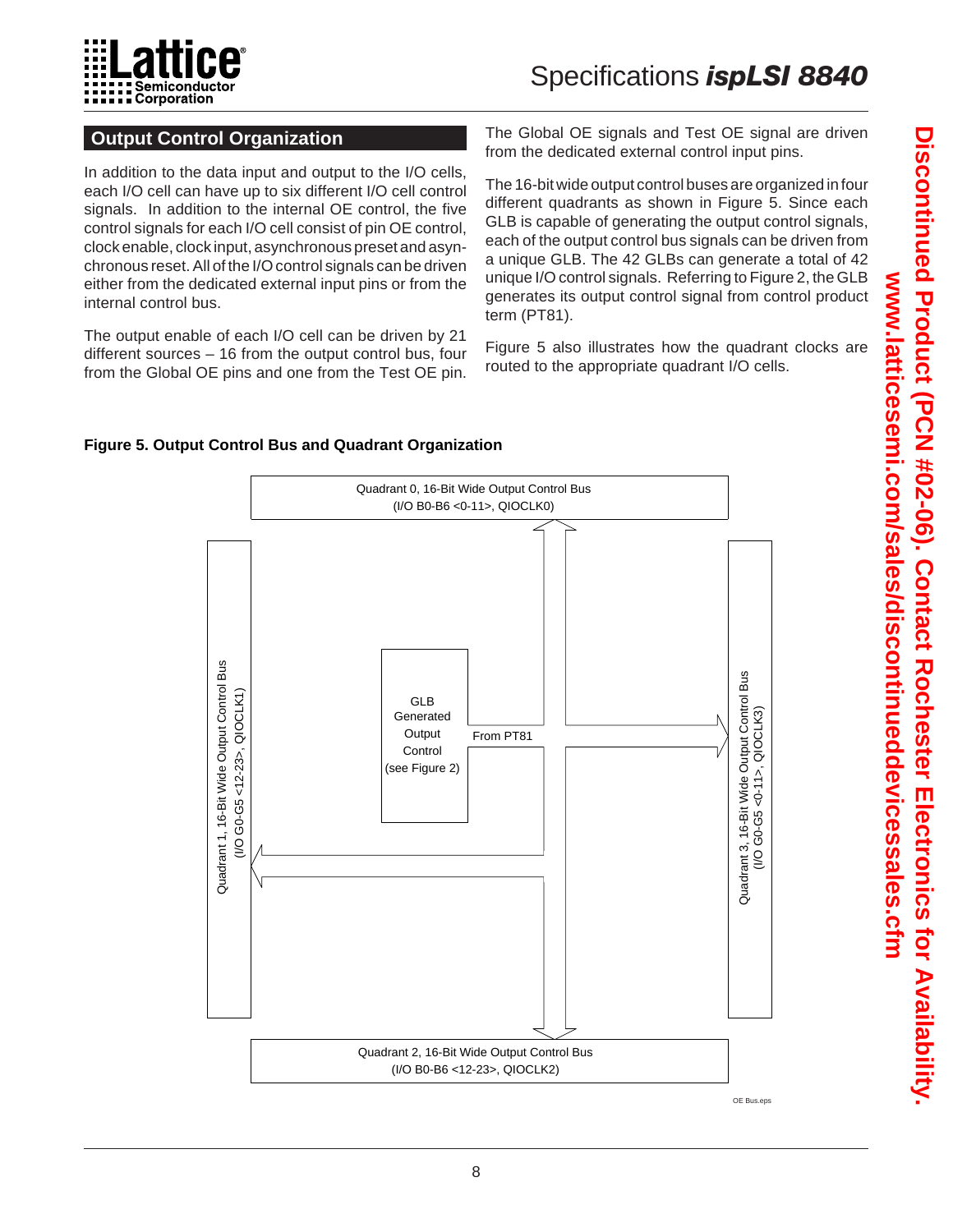## Output Control Organization

In addition to the data input and output to the I/O cells, each I/O cell can have up to six different I/O cell control signals. In addition to the internal OE control, the five control signals for each I/O cell consist of pin OE control, clock enable, clock input, asynchronous preset and asynchronous reset. All of the I/O control signals can be driven either from the dedicated external input pins or from the internal control bus.

The output enable of each I/O cell can be driven by 21 different sources – 16 from the output control bus, four from the Global OE pins and one from the Test OE pin.

The Global OE signals and Test OE signal are driven from the dedicated external control input pins.

The 16-bit wide output control buses are organized in four different quadrants as shown in Figure 5. Since each GLB is capable of generating the output control signals, each of the output control bus signals can be driven from a unique GLB. The 42 GLBs can generate a total of 42 unique I/O control signals. Referring to Figure 2, the GLB generates its output control signal from control product term (PT81).

Figure 5 also illustrates how the quadrant clocks are routed to the appropriate quadrant I/O cells.

**Figure 5. Output Control Bus and Quadrant Organization**

Quadrant 0, 16-Bit Wide Output Control Bus (I/O B0-B6 <0-11>, QIOCLK0)

Quadrant 1, 16-Bit Wide Output Control Bus (I/O G0-G5 <12-23>, QIOCLK1)

GLB Generated Output Control (see Figure 2)

From PT81

Quadrant 3, 16-Bit Wide Output Control Bus (I/O G0-G5 <0-11>, QIOCLK3)

Quadrant 2, 16-Bit Wide Output Control Bus (I/O B0-B6 <12-23>, QIOCLK2)

OE Bus.eps

Discontinued Product (PCN #02-06). Contact Rochester Electronics for Availability.
www.latticesemi.com/sales/discontinueddevicessales.cfm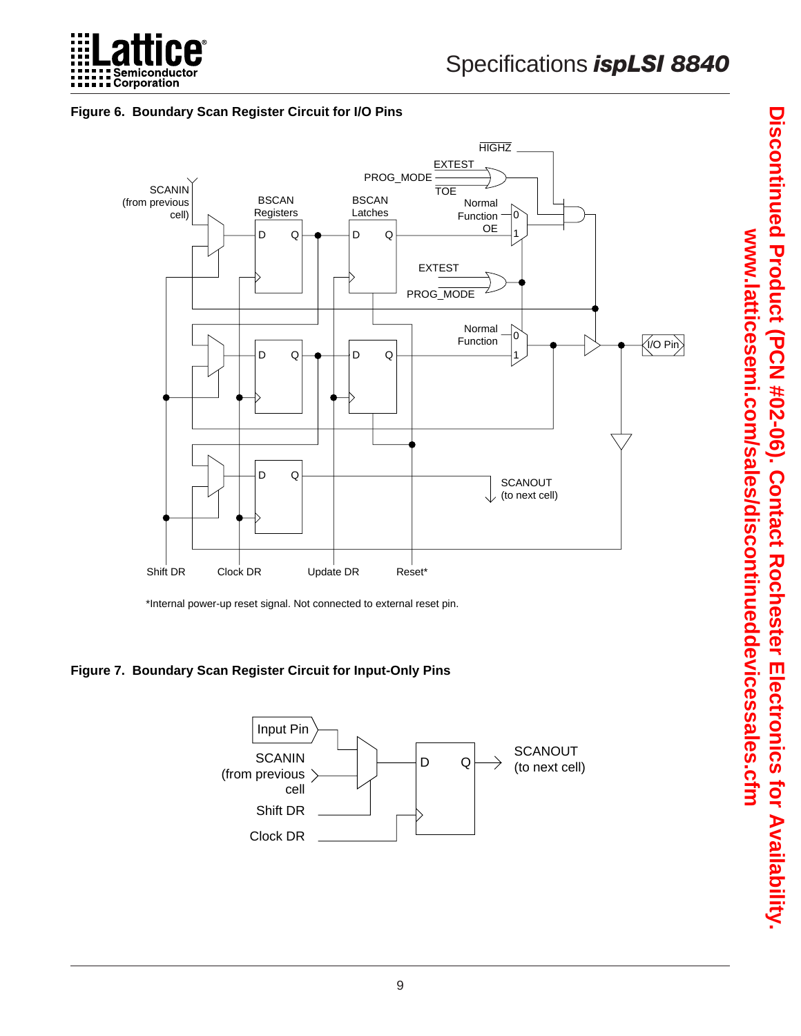Discontinued Product (PCN #02-06). Contact Rochester Electronics for Availability.
www.latticesemi.com/sales/discontinueddevicessales.cfm

**Figure 6. Boundary Scan Register Circuit for I/O Pins**

*Internal power-up reset signal. Not connected to external reset pin.

**Figure 7. Boundary Scan Register Circuit for Input-Only Pins**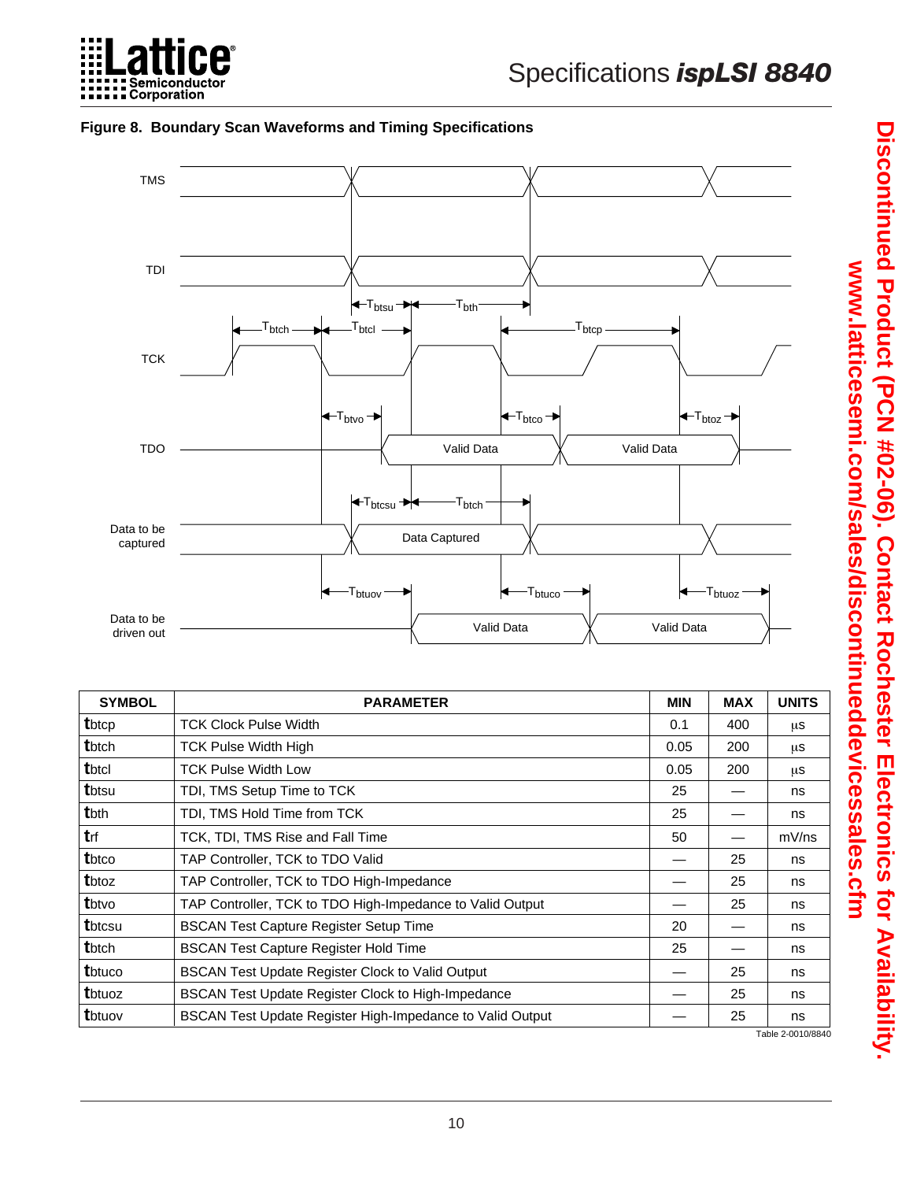**Figure 8. Boundary Scan Waveforms and Timing Specifications**

| SYMBOL | PARAMETER | MIN | MAX | UNITS |
|---|---|---|---|---|
| $t_{btcp}$ | TCK Clock Pulse Width | 0.1 | 400 | μs |
| $t_{btch}$ | TCK Pulse Width High | 0.05 | 200 | μs |
| $t_{btcl}$ | TCK Pulse Width Low | 0.05 | 200 | μs |
| $t_{btsu}$ | TDI, TMS Setup Time to TCK | 25 | — | ns |
| $t_{bth}$ | TDI, TMS Hold Time from TCK | 25 | — | ns |
| $t_{rf}$ | TCK, TDI, TMS Rise and Fall Time | 50 | — | mV/ns |
| $t_{btco}$ | TAP Controller, TCK to TDO Valid | — | 25 | ns |
| $t_{btoz}$ | TAP Controller, TCK to TDO High-Impedance | — | 25 | ns |
| $t_{btvo}$ | TAP Controller, TCK to TDO High-Impedance to Valid Output | — | 25 | ns |
| $t_{btcsu}$ | BSCAN Test Capture Register Setup Time | 20 | — | ns |
| $t_{btch}$ | BSCAN Test Capture Register Hold Time | 25 | — | ns |
| $t_{btuco}$ | BSCAN Test Update Register Clock to Valid Output | — | 25 | ns |
| $t_{btuoz}$ | BSCAN Test Update Register Clock to High-Impedance | — | 25 | ns |
| $t_{btuov}$ | BSCAN Test Update Register High-Impedance to Valid Output | — | 25 | ns |

Table 2-0010/8840

**Discontinued Product (PCN #02-06). Contact Rochester Electronics for Availability.**
**www.latticesemi.com/sales/discontinueddevicessales.cfm**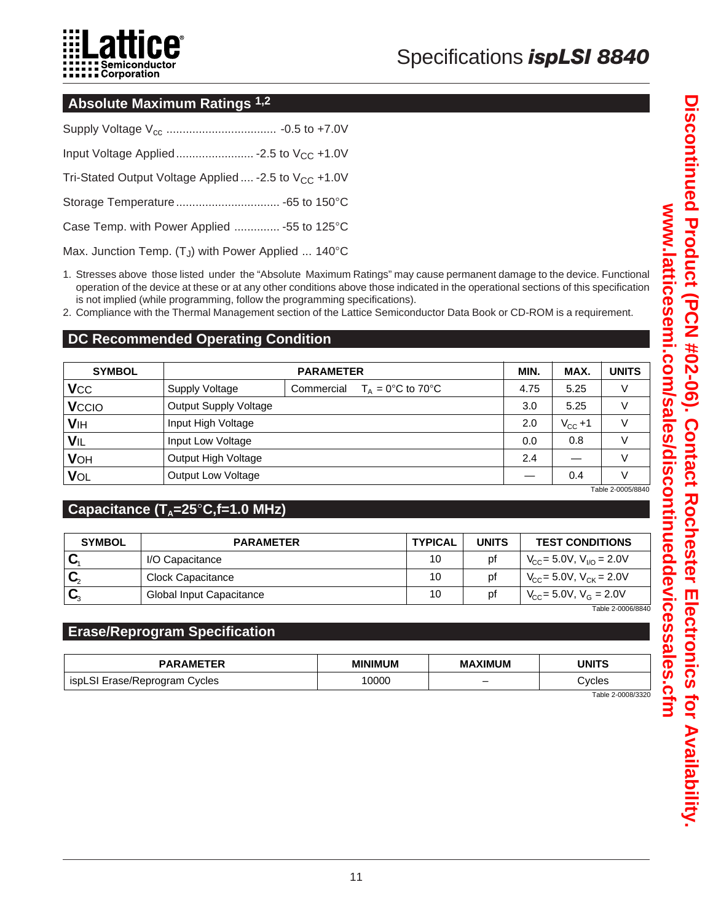## Absolute Maximum Ratings [1,2]

Supply Voltage $V_{cc}$ .................................. -0.5 to +7.0V

Input Voltage Applied........................ -2.5 to $V_{CC}$ +1.0V

Tri-Stated Output Voltage Applied.... -2.5 to $V_{CC}$ +1.0V

Storage Temperature................................ -65 to 150°C

Case Temp. with Power Applied .............. -55 to 125°C

Max. Junction Temp. ($T_J$) with Power Applied ... 140°C

1. Stresses above those listed under the "Absolute Maximum Ratings" may cause permanent damage to the device. Functional operation of the device at these or at any other conditions above those indicated in the operational sections of this specification is not implied (while programming, follow the programming specifications).
2. Compliance with the Thermal Management section of the Lattice Semiconductor Data Book or CD-ROM is a requirement.

## DC Recommended Operating Condition

| SYMBOL | PARAMETER | | MIN. | MAX. | UNITS |
|---|---|---|---|---|---|
| $V_{CC}$ | Supply Voltage | Commercial $T_A$ = 0°C to 70°C | 4.75 | 5.25 | V |
| $V_{CCIO}$ | Output Supply Voltage | | 3.0 | 5.25 | V |
| $V_{IH}$ | Input High Voltage | | 2.0 | $V_{CC}$ +1 | V |
| $V_{IL}$ | Input Low Voltage | | 0.0 | 0.8 | V |
| $V_{OH}$ | Output High Voltage | | 2.4 | — | V |
| $V_{OL}$ | Output Low Voltage | | — | 0.4 | V |

Table 2-0005/8840

## Capacitance ($T_A$=25°C,f=1.0 MHz)

| SYMBOL | PARAMETER | TYPICAL | UNITS | TEST CONDITIONS |
|---|---|---|---|---|
| $C_1$ | I/O Capacitance | 10 | pf | $V_{CC}$ = 5.0V, $V_{I/O}$ = 2.0V |
| $C_2$ | Clock Capacitance | 10 | pf | $V_{CC}$ = 5.0V, $V_{CK}$ = 2.0V |
| $C_3$ | Global Input Capacitance | 10 | pf | $V_{CC}$ = 5.0V, $V_G$ = 2.0V |

Table 2-0006/8840

## Erase/Reprogram Specification

| PARAMETER | MINIMUM | MAXIMUM | UNITS |
|---|---|---|---|
| ispLSI Erase/Reprogram Cycles | 10000 | – | Cycles |

Table 2-0008/3320

Discontinued Product (PCN #02-06). Contact Rochester Electronics for Availability.
www.latticesemi.com/sales/discontinueddevicessales.cfm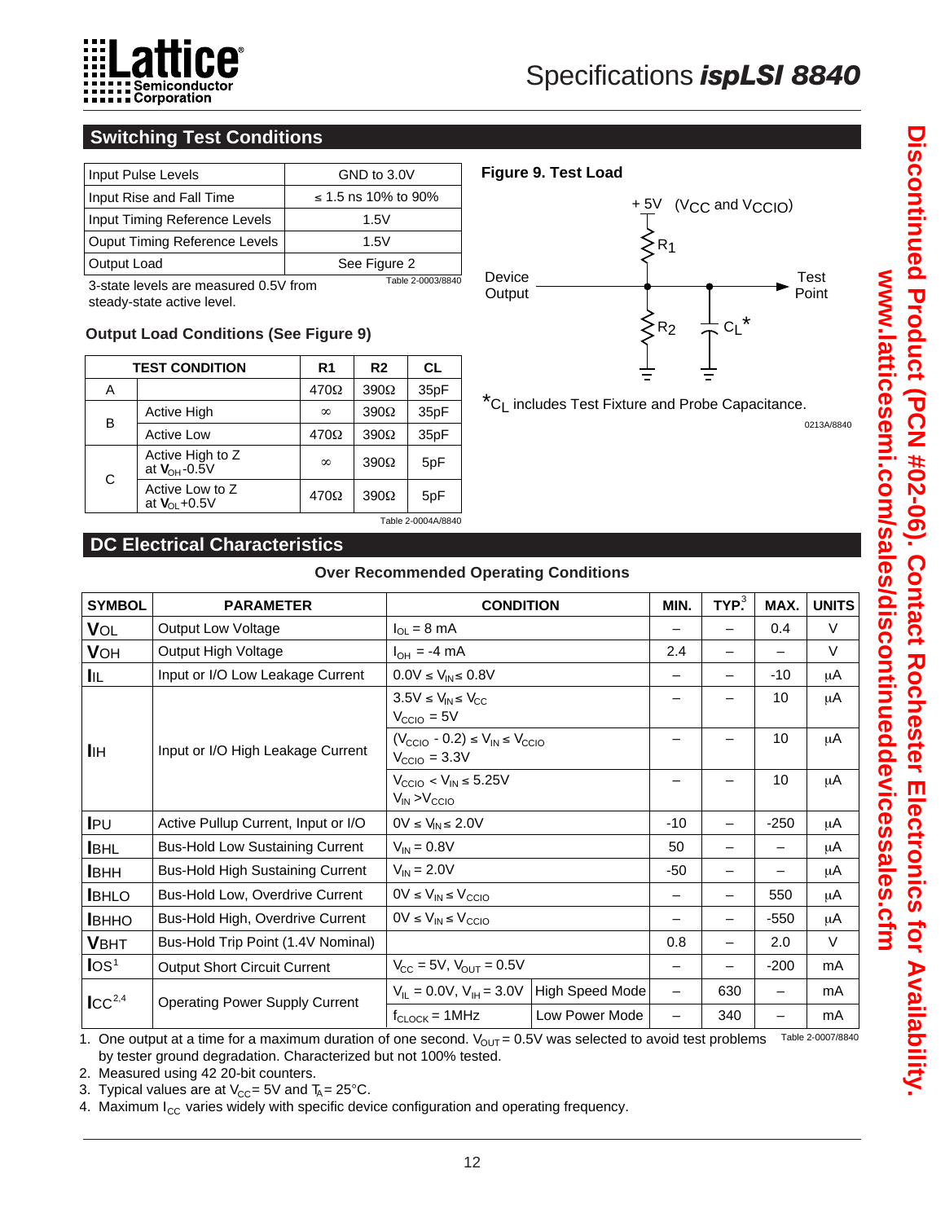## Switching Test Conditions

| | |
|---|---|
| Input Pulse Levels | GND to 3.0V |
| Input Rise and Fall Time | ≤ 1.5 ns 10% to 90% |
| Input Timing Reference Levels | 1.5V |
| Ouput Timing Reference Levels | 1.5V |
| Output Load | See Figure 2 |

Table 2-0003/8840

3-state levels are measured 0.5V from steady-state active level.

### Output Load Conditions (See Figure 9)

| TEST CONDITION | | R1 | R2 | CL |
|---|---|---|---|---|
| A | | 470Ω | 390Ω | 35pF |
| B | Active High | ∞ | 390Ω | 35pF |
| | Active Low | 470Ω | 390Ω | 35pF |
| C | Active High to Z at $V_{OH}$-0.5V | ∞ | 390Ω | 5pF |
| | Active Low to Z at $V_{OL}$+0.5V | 470Ω | 390Ω | 5pF |

Table 2-0004A/8840

**Figure 9. Test Load**

+ 5V ($V_{CC}$ and $V_{CCIO}$)

R1, R2, $C_L$*, Device Output, Test Point

*$C_L$ includes Test Fixture and Probe Capacitance.

0213A/8840

## DC Electrical Characteristics

**Over Recommended Operating Conditions**

| SYMBOL | PARAMETER | CONDITION | | MIN. | TYP.[3] | MAX. | UNITS |
|---|---|---|---|---|---|---|---|
| $V_{OL}$ | Output Low Voltage | $I_{OL}$ = 8 mA | | – | – | 0.4 | V |
| $V_{OH}$ | Output High Voltage | $I_{OH}$ = -4 mA | | 2.4 | – | – | V |
| $I_{IL}$ | Input or I/O Low Leakage Current | 0.0V ≤ $V_{IN}$ ≤ 0.8V | | – | – | -10 | µA |
| $I_{IH}$ | Input or I/O High Leakage Current | 3.5V ≤ $V_{IN}$ ≤ $V_{CC}$, $V_{CCIO}$ = 5V | | – | – | 10 | µA |
| | | ($V_{CCIO}$ - 0.2) ≤ $V_{IN}$ ≤ $V_{CCIO}$, $V_{CCIO}$ = 3.3V | | – | – | 10 | µA |
| | | $V_{CCIO}$ < $V_{IN}$ ≤ 5.25V, $V_{IN}$ > $V_{CCIO}$ | | – | – | 10 | µA |
| $I_{PU}$ | Active Pullup Current, Input or I/O | 0V ≤ $V_{IN}$ ≤ 2.0V | | -10 | – | -250 | µA |
| $I_{BHL}$ | Bus-Hold Low Sustaining Current | $V_{IN}$ = 0.8V | | 50 | – | – | µA |
| $I_{BHH}$ | Bus-Hold High Sustaining Current | $V_{IN}$ = 2.0V | | -50 | – | – | µA |
| $I_{BHLO}$ | Bus-Hold Low, Overdrive Current | 0V ≤ $V_{IN}$ ≤ $V_{CCIO}$ | | – | – | 550 | µA |
| $I_{BHHO}$ | Bus-Hold High, Overdrive Current | 0V ≤ $V_{IN}$ ≤ $V_{CCIO}$ | | – | – | -550 | µA |
| $V_{BHT}$ | Bus-Hold Trip Point (1.4V Nominal) | | | 0.8 | – | 2.0 | V |
| $I_{OS}$[1] | Output Short Circuit Current | $V_{CC}$ = 5V, $V_{OUT}$ = 0.5V | | – | – | -200 | mA |
| $I_{CC}$[2,4] | Operating Power Supply Current | $V_{IL}$ = 0.0V, $V_{IH}$ = 3.0V | High Speed Mode | – | 630 | – | mA |
| | | $f_{CLOCK}$ = 1MHz | Low Power Mode | – | 340 | – | mA |

Table 2-0007/8840

1. One output at a time for a maximum duration of one second. $V_{OUT}$ = 0.5V was selected to avoid test problems by tester ground degradation. Characterized but not 100% tested.
2. Measured using 42 20-bit counters.
3. Typical values are at $V_{CC}$ = 5V and $T_A$ = 25°C.
4. Maximum $I_{CC}$ varies widely with specific device configuration and operating frequency.

Discontinued Product (PCN #02-06). Contact Rochester Electronics for Availability.
www.latticesemi.com/sales/discontinueddevicessales.cfm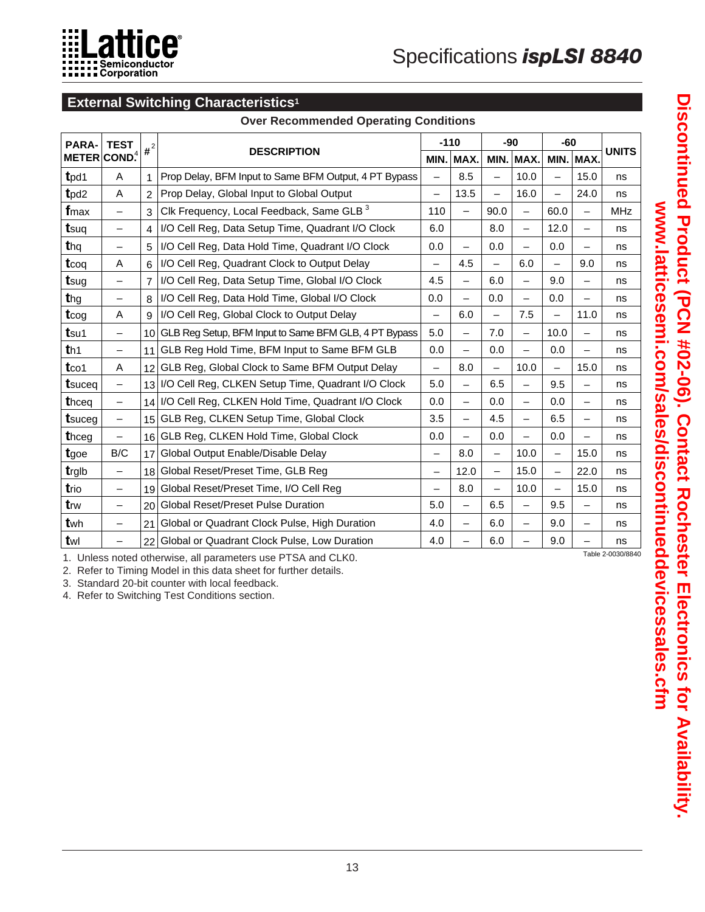## External Switching Characteristics[1]

**Over Recommended Operating Conditions**

| PARA-METER | TEST COND.[4] | #[2] | DESCRIPTION | -110 | | -90 | | -60 | | UNITS |
|---|---|---|---|---|---|---|---|---|---|---|
| | | | | MIN. | MAX. | MIN. | MAX. | MIN. | MAX. | |
| $t_{pd1}$ | A | 1 | Prop Delay, BFM Input to Same BFM Output, 4 PT Bypass | – | 8.5 | – | 10.0 | – | 15.0 | ns |
| $t_{pd2}$ | A | 2 | Prop Delay, Global Input to Global Output | – | 13.5 | – | 16.0 | – | 24.0 | ns |
| $f_{max}$ | – | 3 | Clk Frequency, Local Feedback, Same GLB[3] | 110 | – | 90.0 | – | 60.0 | – | MHz |
| $t_{suq}$ | – | 4 | I/O Cell Reg, Data Setup Time, Quadrant I/O Clock | 6.0 | | 8.0 | – | 12.0 | – | ns |
| $t_{hq}$ | – | 5 | I/O Cell Reg, Data Hold Time, Quadrant I/O Clock | 0.0 | – | 0.0 | – | 0.0 | – | ns |
| $t_{coq}$ | A | 6 | I/O Cell Reg, Quadrant Clock to Output Delay | – | 4.5 | – | 6.0 | – | 9.0 | ns |
| $t_{sug}$ | – | 7 | I/O Cell Reg, Data Setup Time, Global I/O Clock | 4.5 | – | 6.0 | – | 9.0 | – | ns |
| $t_{hg}$ | – | 8 | I/O Cell Reg, Data Hold Time, Global I/O Clock | 0.0 | – | 0.0 | – | 0.0 | – | ns |
| $t_{cog}$ | A | 9 | I/O Cell Reg, Global Clock to Output Delay | – | 6.0 | – | 7.5 | – | 11.0 | ns |
| $t_{su1}$ | – | 10 | GLB Reg Setup, BFM Input to Same BFM GLB, 4 PT Bypass | 5.0 | – | 7.0 | – | 10.0 | – | ns |
| $t_{h1}$ | – | 11 | GLB Reg Hold Time, BFM Input to Same BFM GLB | 0.0 | – | 0.0 | – | 0.0 | – | ns |
| $t_{co1}$ | A | 12 | GLB Reg, Global Clock to Same BFM Output Delay | – | 8.0 | – | 10.0 | – | 15.0 | ns |
| $t_{suceq}$ | – | 13 | I/O Cell Reg, CLKEN Setup Time, Quadrant I/O Clock | 5.0 | – | 6.5 | – | 9.5 | – | ns |
| $t_{hceq}$ | – | 14 | I/O Cell Reg, CLKEN Hold Time, Quadrant I/O Clock | 0.0 | – | 0.0 | – | 0.0 | – | ns |
| $t_{suceg}$ | – | 15 | GLB Reg, CLKEN Setup Time, Global Clock | 3.5 | – | 4.5 | – | 6.5 | – | ns |
| $t_{hceg}$ | – | 16 | GLB Reg, CLKEN Hold Time, Global Clock | 0.0 | – | 0.0 | – | 0.0 | – | ns |
| $t_{goe}$ | B/C | 17 | Global Output Enable/Disable Delay | – | 8.0 | – | 10.0 | – | 15.0 | ns |
| $t_{rglb}$ | – | 18 | Global Reset/Preset Time, GLB Reg | – | 12.0 | – | 15.0 | – | 22.0 | ns |
| $t_{rio}$ | – | 19 | Global Reset/Preset Time, I/O Cell Reg | – | 8.0 | – | 10.0 | – | 15.0 | ns |
| $t_{rw}$ | – | 20 | Global Reset/Preset Pulse Duration | 5.0 | – | 6.5 | – | 9.5 | – | ns |
| $t_{wh}$ | – | 21 | Global or Quadrant Clock Pulse, High Duration | 4.0 | – | 6.0 | – | 9.0 | – | ns |
| $t_{wl}$ | – | 22 | Global or Quadrant Clock Pulse, Low Duration | 4.0 | – | 6.0 | – | 9.0 | – | ns |

Table 2-0030/8840

1. Unless noted otherwise, all parameters use PTSA and CLK0.
2. Refer to Timing Model in this data sheet for further details.
3. Standard 20-bit counter with local feedback.
4. Refer to Switching Test Conditions section.

**Discontinued Product (PCN #02-06). Contact Rochester Electronics for Availability.**
**www.latticesemi.com/sales/discontinueddevicessales.cfm**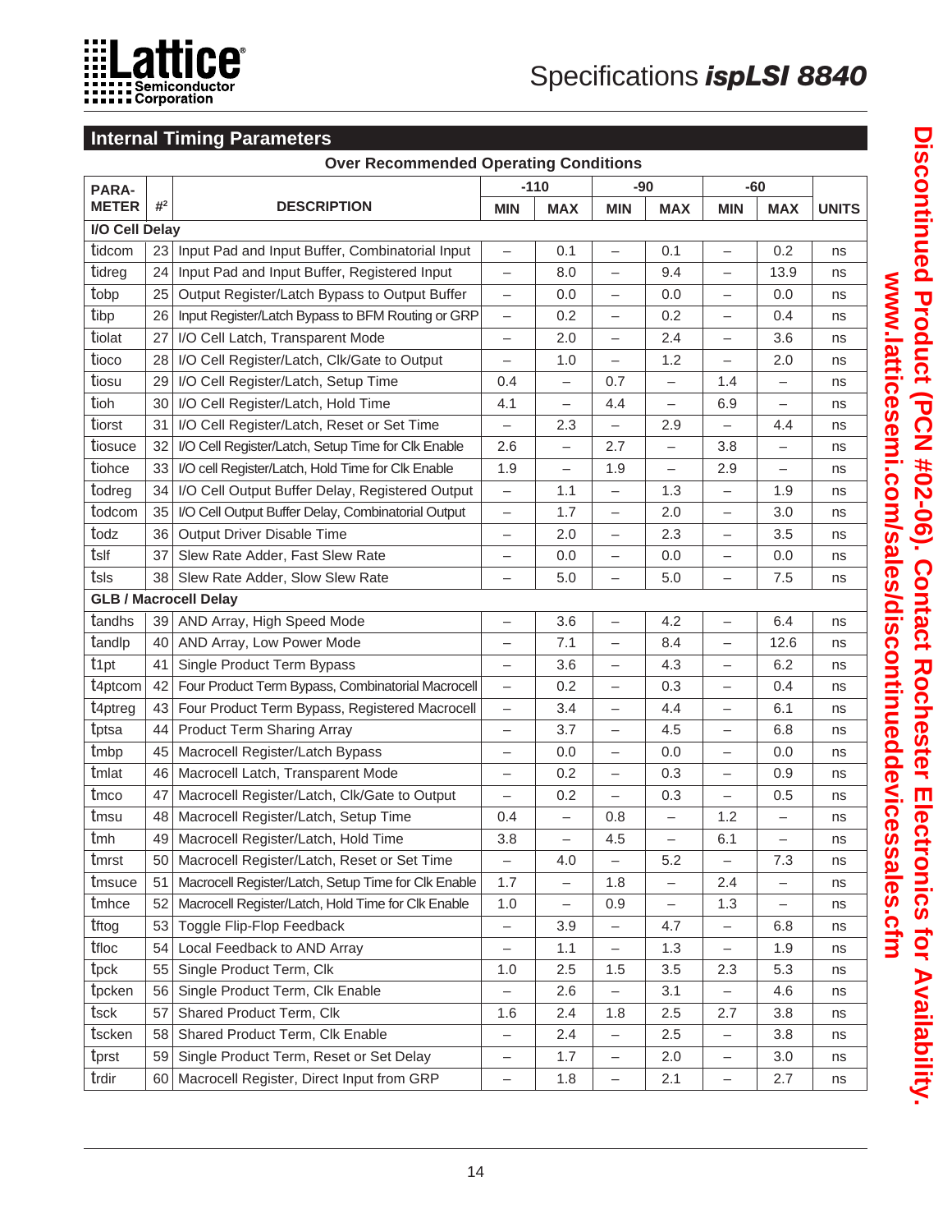## Internal Timing Parameters

**Over Recommended Operating Conditions**

| PARA-METER | #[2] | DESCRIPTION | -110 | | -90 | | -60 | | UNITS |
|---|---|---|---|---|---|---|---|---|---|
| | | | MIN | MAX | MIN | MAX | MIN | MAX | |
| **I/O Cell Delay** | | | | | | | | | |
| tidcom | 23 | Input Pad and Input Buffer, Combinatorial Input | – | 0.1 | – | 0.1 | – | 0.2 | ns |
| tidreg | 24 | Input Pad and Input Buffer, Registered Input | – | 8.0 | – | 9.4 | – | 13.9 | ns |
| tobp | 25 | Output Register/Latch Bypass to Output Buffer | – | 0.0 | – | 0.0 | – | 0.0 | ns |
| tibp | 26 | Input Register/Latch Bypass to BFM Routing or GRP | – | 0.2 | – | 0.2 | – | 0.4 | ns |
| tiolat | 27 | I/O Cell Latch, Transparent Mode | – | 2.0 | – | 2.4 | – | 3.6 | ns |
| tioco | 28 | I/O Cell Register/Latch, Clk/Gate to Output | – | 1.0 | – | 1.2 | – | 2.0 | ns |
| tiosu | 29 | I/O Cell Register/Latch, Setup Time | 0.4 | – | 0.7 | – | 1.4 | – | ns |
| tioh | 30 | I/O Cell Register/Latch, Hold Time | 4.1 | – | 4.4 | – | 6.9 | – | ns |
| tiorst | 31 | I/O Cell Register/Latch, Reset or Set Time | – | 2.3 | – | 2.9 | – | 4.4 | ns |
| tiosuce | 32 | I/O Cell Register/Latch, Setup Time for Clk Enable | 2.6 | – | 2.7 | – | 3.8 | – | ns |
| tiohce | 33 | I/O cell Register/Latch, Hold Time for Clk Enable | 1.9 | – | 1.9 | – | 2.9 | – | ns |
| todreg | 34 | I/O Cell Output Buffer Delay, Registered Output | – | 1.1 | – | 1.3 | – | 1.9 | ns |
| todcom | 35 | I/O Cell Output Buffer Delay, Combinatorial Output | – | 1.7 | – | 2.0 | – | 3.0 | ns |
| todz | 36 | Output Driver Disable Time | – | 2.0 | – | 2.3 | – | 3.5 | ns |
| tslf | 37 | Slew Rate Adder, Fast Slew Rate | – | 0.0 | – | 0.0 | – | 0.0 | ns |
| tsls | 38 | Slew Rate Adder, Slow Slew Rate | – | 5.0 | – | 5.0 | – | 7.5 | ns |
| **GLB / Macrocell Delay** | | | | | | | | | |
| tandhs | 39 | AND Array, High Speed Mode | – | 3.6 | – | 4.2 | – | 6.4 | ns |
| tandlp | 40 | AND Array, Low Power Mode | – | 7.1 | – | 8.4 | – | 12.6 | ns |
| t1pt | 41 | Single Product Term Bypass | – | 3.6 | – | 4.3 | – | 6.2 | ns |
| t4ptcom | 42 | Four Product Term Bypass, Combinatorial Macrocell | – | 0.2 | – | 0.3 | – | 0.4 | ns |
| t4ptreg | 43 | Four Product Term Bypass, Registered Macrocell | – | 3.4 | – | 4.4 | – | 6.1 | ns |
| tptsa | 44 | Product Term Sharing Array | – | 3.7 | – | 4.5 | – | 6.8 | ns |
| tmbp | 45 | Macrocell Register/Latch Bypass | – | 0.0 | – | 0.0 | – | 0.0 | ns |
| tmlat | 46 | Macrocell Latch, Transparent Mode | – | 0.2 | – | 0.3 | – | 0.9 | ns |
| tmco | 47 | Macrocell Register/Latch, Clk/Gate to Output | – | 0.2 | – | 0.3 | – | 0.5 | ns |
| tmsu | 48 | Macrocell Register/Latch, Setup Time | 0.4 | – | 0.8 | – | 1.2 | – | ns |
| tmh | 49 | Macrocell Register/Latch, Hold Time | 3.8 | – | 4.5 | – | 6.1 | – | ns |
| tmrst | 50 | Macrocell Register/Latch, Reset or Set Time | – | 4.0 | – | 5.2 | – | 7.3 | ns |
| tmsuce | 51 | Macrocell Register/Latch, Setup Time for Clk Enable | 1.7 | – | 1.8 | – | 2.4 | – | ns |
| tmhce | 52 | Macrocell Register/Latch, Hold Time for Clk Enable | 1.0 | – | 0.9 | – | 1.3 | – | ns |
| tftog | 53 | Toggle Flip-Flop Feedback | – | 3.9 | – | 4.7 | – | 6.8 | ns |
| tfloc | 54 | Local Feedback to AND Array | – | 1.1 | – | 1.3 | – | 1.9 | ns |
| tpck | 55 | Single Product Term, Clk | 1.0 | 2.5 | 1.5 | 3.5 | 2.3 | 5.3 | ns |
| tpcken | 56 | Single Product Term, Clk Enable | – | 2.6 | – | 3.1 | – | 4.6 | ns |
| tsck | 57 | Shared Product Term, Clk | 1.6 | 2.4 | 1.8 | 2.5 | 2.7 | 3.8 | ns |
| tscken | 58 | Shared Product Term, Clk Enable | – | 2.4 | – | 2.5 | – | 3.8 | ns |
| tprst | 59 | Single Product Term, Reset or Set Delay | – | 1.7 | – | 2.0 | – | 3.0 | ns |
| trdir | 60 | Macrocell Register, Direct Input from GRP | – | 1.8 | – | 2.1 | – | 2.7 | ns |

**Discontinued Product (PCN #02-06). Contact Rochester Electronics for Availability.**
**www.latticesemi.com/sales/discontinueddevicessales.cfm**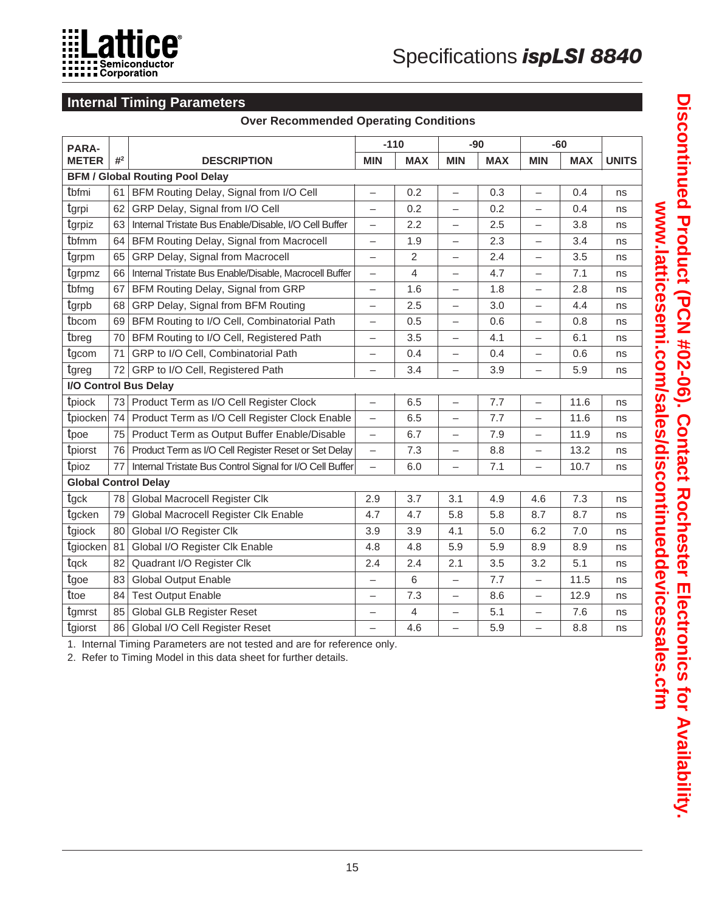## Internal Timing Parameters

**Over Recommended Operating Conditions**

| PARA-METER | #[2] | DESCRIPTION | -110 | | -90 | | -60 | | UNITS |
|---|---|---|---|---|---|---|---|---|---|
| | | | MIN | MAX | MIN | MAX | MIN | MAX | |
| **BFM / Global Routing Pool Delay** | | | | | | | | | |
| tbfmi | 61 | BFM Routing Delay, Signal from I/O Cell | – | 0.2 | – | 0.3 | – | 0.4 | ns |
| tgrpi | 62 | GRP Delay, Signal from I/O Cell | – | 0.2 | – | 0.2 | – | 0.4 | ns |
| tgrpiz | 63 | Internal Tristate Bus Enable/Disable, I/O Cell Buffer | – | 2.2 | – | 2.5 | – | 3.8 | ns |
| tbfmm | 64 | BFM Routing Delay, Signal from Macrocell | – | 1.9 | – | 2.3 | – | 3.4 | ns |
| tgrpm | 65 | GRP Delay, Signal from Macrocell | – | 2 | – | 2.4 | – | 3.5 | ns |
| tgrpmz | 66 | Internal Tristate Bus Enable/Disable, Macrocell Buffer | – | 4 | – | 4.7 | – | 7.1 | ns |
| tbfmg | 67 | BFM Routing Delay, Signal from GRP | – | 1.6 | – | 1.8 | – | 2.8 | ns |
| tgrpb | 68 | GRP Delay, Signal from BFM Routing | – | 2.5 | – | 3.0 | – | 4.4 | ns |
| tbcom | 69 | BFM Routing to I/O Cell, Combinatorial Path | – | 0.5 | – | 0.6 | – | 0.8 | ns |
| tbreg | 70 | BFM Routing to I/O Cell, Registered Path | – | 3.5 | – | 4.1 | – | 6.1 | ns |
| tgcom | 71 | GRP to I/O Cell, Combinatorial Path | – | 0.4 | – | 0.4 | – | 0.6 | ns |
| tgreg | 72 | GRP to I/O Cell, Registered Path | – | 3.4 | – | 3.9 | – | 5.9 | ns |
| **I/O Control Bus Delay** | | | | | | | | | |
| tpiock | 73 | Product Term as I/O Cell Register Clock | – | 6.5 | – | 7.7 | – | 11.6 | ns |
| tpiocken | 74 | Product Term as I/O Cell Register Clock Enable | – | 6.5 | – | 7.7 | – | 11.6 | ns |
| tpoe | 75 | Product Term as Output Buffer Enable/Disable | – | 6.7 | – | 7.9 | – | 11.9 | ns |
| tpiorst | 76 | Product Term as I/O Cell Register Reset or Set Delay | – | 7.3 | – | 8.8 | – | 13.2 | ns |
| tpioz | 77 | Internal Tristate Bus Control Signal for I/O Cell Buffer | – | 6.0 | – | 7.1 | – | 10.7 | ns |
| **Global Control Delay** | | | | | | | | | |
| tgck | 78 | Global Macrocell Register Clk | 2.9 | 3.7 | 3.1 | 4.9 | 4.6 | 7.3 | ns |
| tgcken | 79 | Global Macrocell Register Clk Enable | 4.7 | 4.7 | 5.8 | 5.8 | 8.7 | 8.7 | ns |
| tgiock | 80 | Global I/O Register Clk | 3.9 | 3.9 | 4.1 | 5.0 | 6.2 | 7.0 | ns |
| tgiocken | 81 | Global I/O Register Clk Enable | 4.8 | 4.8 | 5.9 | 5.9 | 8.9 | 8.9 | ns |
| tqck | 82 | Quadrant I/O Register Clk | 2.4 | 2.4 | 2.1 | 3.5 | 3.2 | 5.1 | ns |
| tgoe | 83 | Global Output Enable | – | 6 | – | 7.7 | – | 11.5 | ns |
| ttoe | 84 | Test Output Enable | – | 7.3 | – | 8.6 | – | 12.9 | ns |
| tgmrst | 85 | Global GLB Register Reset | – | 4 | – | 5.1 | – | 7.6 | ns |
| tgiorst | 86 | Global I/O Cell Register Reset | – | 4.6 | – | 5.9 | – | 8.8 | ns |

1. Internal Timing Parameters are not tested and are for reference only.
2. Refer to Timing Model in this data sheet for further details.

Discontinued Product (PCN #02-06). Contact Rochester Electronics for Availability.
www.latticesemi.com/sales/discontinueddevicessales.cfm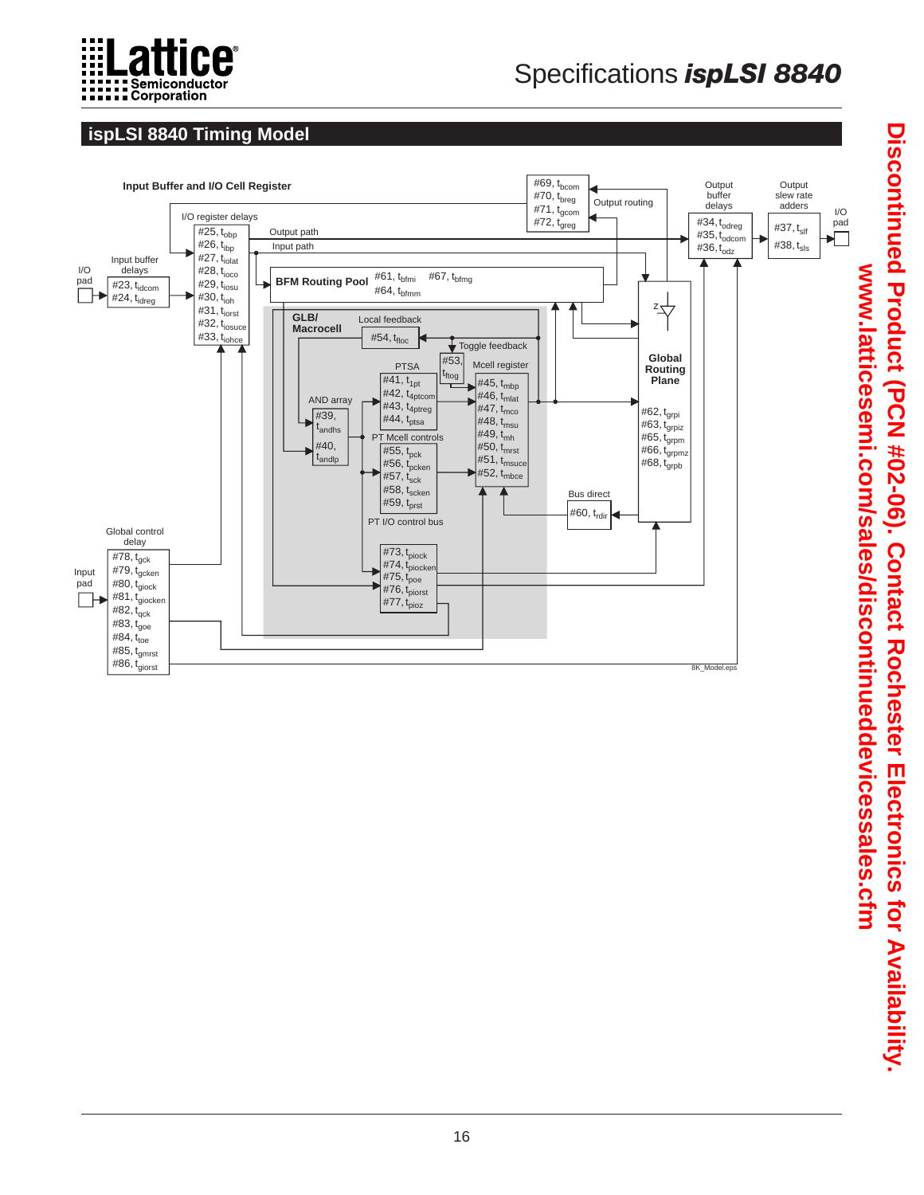## ispLSI 8840 Timing Model

**Input Buffer and I/O Cell Register**

I/O register delays

- #25, $t_{obp}$
- #26, $t_{ibp}$
- #27, $t_{iolat}$
- #28, $t_{ioco}$
- #29, $t_{iosu}$
- #30, $t_{ioh}$
- #31, $t_{iorst}$
- #32, $t_{iosuce}$
- #33, $t_{iohce}$

I/O pad

Input buffer delays

- #23, $t_{idcom}$
- #24, $t_{idreg}$

Output path

Input path

**BFM Routing Pool** #61, $t_{bfmi}$ #67, $t_{bfmg}$ #64, $t_{bfmm}$

- #69, $t_{bcom}$
- #70, $t_{breg}$
- #71, $t_{gcom}$
- #72, $t_{greg}$

Output routing

Output buffer delays

- #34, $t_{odreg}$
- #35, $t_{odcom}$
- #36, $t_{odz}$

Output slew rate adders

- #37, $t_{slf}$
- #38, $t_{sls}$

I/O pad

**GLB/ Macrocell**

Local feedback

#54, $t_{floc}$

Toggle feedback

#53, $t_{ftog}$

PTSA

- #41, $t_{1pt}$
- #42, $t_{4ptcom}$
- #43, $t_{4ptreg}$
- #44, $t_{ptsa}$

AND array

- #39, $t_{andhs}$
- #40, $t_{andlp}$

Mcell register

- #45, $t_{mbp}$
- #46, $t_{mlat}$
- #47, $t_{mco}$
- #48, $t_{msu}$
- #49, $t_{mh}$
- #50, $t_{mrst}$
- #51, $t_{msuce}$
- #52, $t_{mbce}$

PT Mcell controls

- #55, $t_{pck}$
- #56, $t_{pcken}$
- #57, $t_{sck}$
- #58, $t_{scken}$
- #59, $t_{prst}$

PT I/O control bus

- #73, $t_{piock}$
- #74, $t_{piocken}$
- #75, $t_{poe}$
- #76, $t_{piorst}$
- #77, $t_{pioz}$

**Global Routing Plane**

- #62, $t_{grpi}$
- #63, $t_{grpiz}$
- #65, $t_{grpm}$
- #66, $t_{grpmz}$
- #68, $t_{grpb}$

Bus direct

#60, $t_{rdir}$

Global control delay

Input pad

- #78, $t_{gck}$
- #79, $t_{gcken}$
- #80, $t_{giock}$
- #81, $t_{giocken}$
- #82, $t_{qck}$
- #83, $t_{goe}$
- #84, $t_{toe}$
- #85, $t_{gmrst}$
- #86, $t_{giorst}$

8K_Model.eps

Discontinued Product (PCN #02-06). Contact Rochester Electronics for Availability.
www.latticesemi.com/sales/discontinueddevicessales.cfm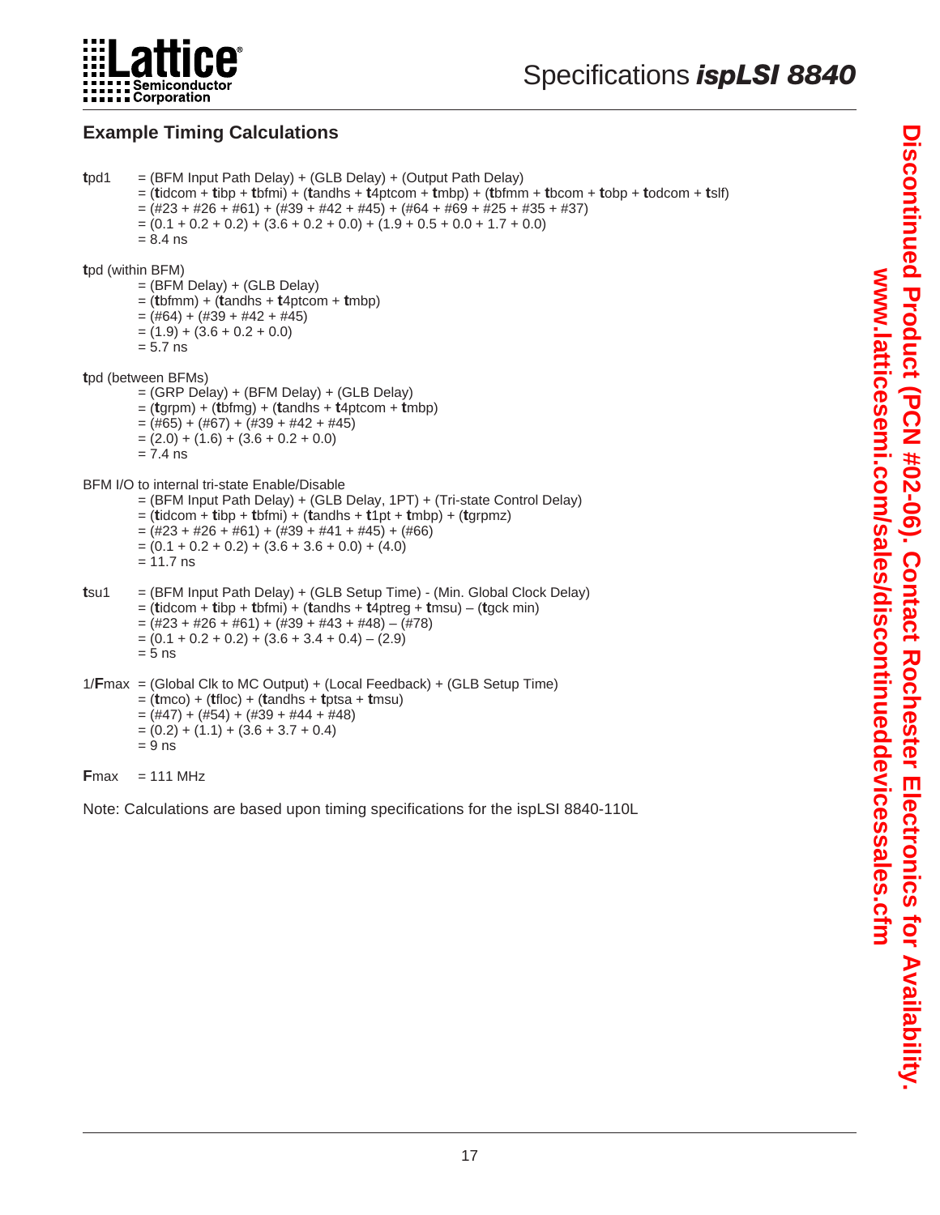## Example Timing Calculations

**t**pd1 = (BFM Input Path Delay) + (GLB Delay) + (Output Path Delay)
= (**t**idcom + **t**ibp + **t**bfmi) + (**t**andhs + **t**4ptcom + **t**mbp) + (**t**bfmm + **t**bcom + **t**obp + **t**odcom + **t**slf)
= (#23 + #26 + #61) + (#39 + #42 + #45) + (#64 + #69 + #25 + #35 + #37)
= (0.1 + 0.2 + 0.2) + (3.6 + 0.2 + 0.0) + (1.9 + 0.5 + 0.0 + 1.7 + 0.0)
= 8.4 ns

**t**pd (within BFM)
= (BFM Delay) + (GLB Delay)
= (**t**bfmm) + (**t**andhs + **t**4ptcom + **t**mbp)
= (#64) + (#39 + #42 + #45)
= (1.9) + (3.6 + 0.2 + 0.0)
= 5.7 ns

**t**pd (between BFMs)
= (GRP Delay) + (BFM Delay) + (GLB Delay)
= (**t**grpm) + (**t**bfmg) + (**t**andhs + **t**4ptcom + **t**mbp)
= (#65) + (#67) + (#39 + #42 + #45)
= (2.0) + (1.6) + (3.6 + 0.2 + 0.0)
= 7.4 ns

BFM I/O to internal tri-state Enable/Disable
= (BFM Input Path Delay) + (GLB Delay, 1PT) + (Tri-state Control Delay)
= (**t**idcom + **t**ibp + **t**bfmi) + (**t**andhs + **t**1pt + **t**mbp) + (**t**grpmz)
= (#23 + #26 + #61) + (#39 + #41 + #45) + (#66)
= (0.1 + 0.2 + 0.2) + (3.6 + 3.6 + 0.0) + (4.0)
= 11.7 ns

**t**su1 = (BFM Input Path Delay) + (GLB Setup Time) - (Min. Global Clock Delay)
= (**t**idcom + **t**ibp + **t**bfmi) + (**t**andhs + **t**4ptreg + **t**msu) – (**t**gck min)
= (#23 + #26 + #61) + (#39 + #43 + #48) – (#78)
= (0.1 + 0.2 + 0.2) + (3.6 + 3.4 + 0.4) – (2.9)
= 5 ns

1/**F**max = (Global Clk to MC Output) + (Local Feedback) + (GLB Setup Time)
= (**t**mco) + (**t**floc) + (**t**andhs + **t**ptsa + **t**msu)
= (#47) + (#54) + (#39 + #44 + #48)
= (0.2) + (1.1) + (3.6 + 3.7 + 0.4)
= 9 ns

**F**max = 111 MHz

Note: Calculations are based upon timing specifications for the ispLSI 8840-110L

Discontinued Product (PCN #02-06). Contact Rochester Electronics for Availability.
www.latticesemi.com/sales/discontinueddevicessales.cfm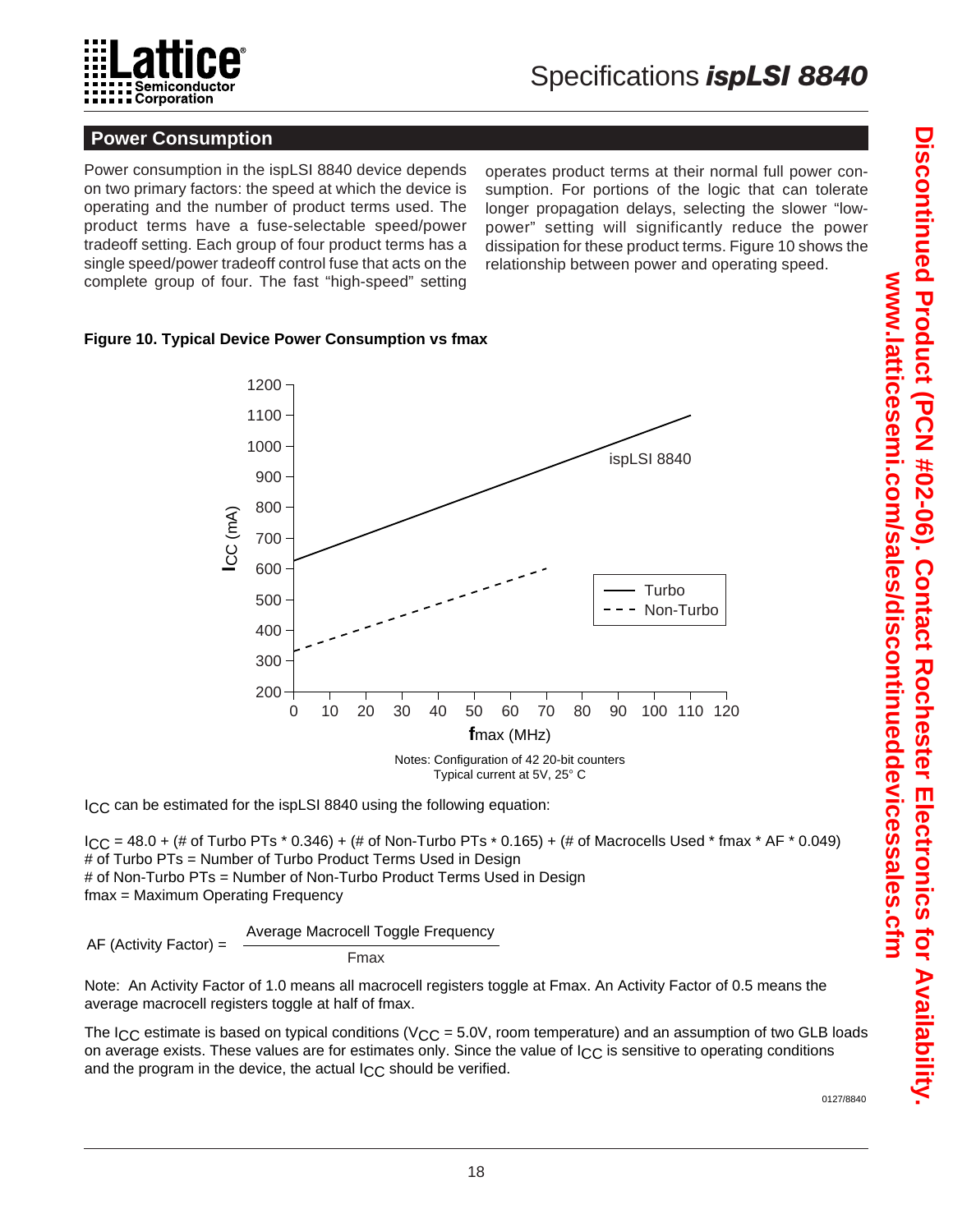## Power Consumption

Power consumption in the ispLSI 8840 device depends on two primary factors: the speed at which the device is operating and the number of product terms used. The product terms have a fuse-selectable speed/power tradeoff setting. Each group of four product terms has a single speed/power tradeoff control fuse that acts on the complete group of four. The fast "high-speed" setting operates product terms at their normal full power consumption. For portions of the logic that can tolerate longer propagation delays, selecting the slower "low-power" setting will significantly reduce the power dissipation for these product terms. Figure 10 shows the relationship between power and operating speed.

**Figure 10. Typical Device Power Consumption vs fmax**

Notes: Configuration of 42 20-bit counters
Typical current at 5V, 25° C

$I_{CC}$ can be estimated for the ispLSI 8840 using the following equation:

$I_{CC}$ = 48.0 + (# of Turbo PTs * 0.346) + (# of Non-Turbo PTs * 0.165) + (# of Macrocells Used * fmax * AF * 0.049)
# of Turbo PTs = Number of Turbo Product Terms Used in Design
# of Non-Turbo PTs = Number of Non-Turbo Product Terms Used in Design
fmax = Maximum Operating Frequency

$$\text{AF (Activity Factor)} = \frac{\text{Average Macrocell Toggle Frequency}}{\text{Fmax}}$$

Note: An Activity Factor of 1.0 means all macrocell registers toggle at Fmax. An Activity Factor of 0.5 means the average macrocell registers toggle at half of fmax.

The $I_{CC}$ estimate is based on typical conditions ($V_{CC}$ = 5.0V, room temperature) and an assumption of two GLB loads on average exists. These values are for estimates only. Since the value of $I_{CC}$ is sensitive to operating conditions and the program in the device, the actual $I_{CC}$ should be verified.

0127/8840

**Discontinued Product (PCN #02-06). Contact Rochester Electronics for Availability.**
**www.latticesemi.com/sales/discontinueddevicessales.cfm**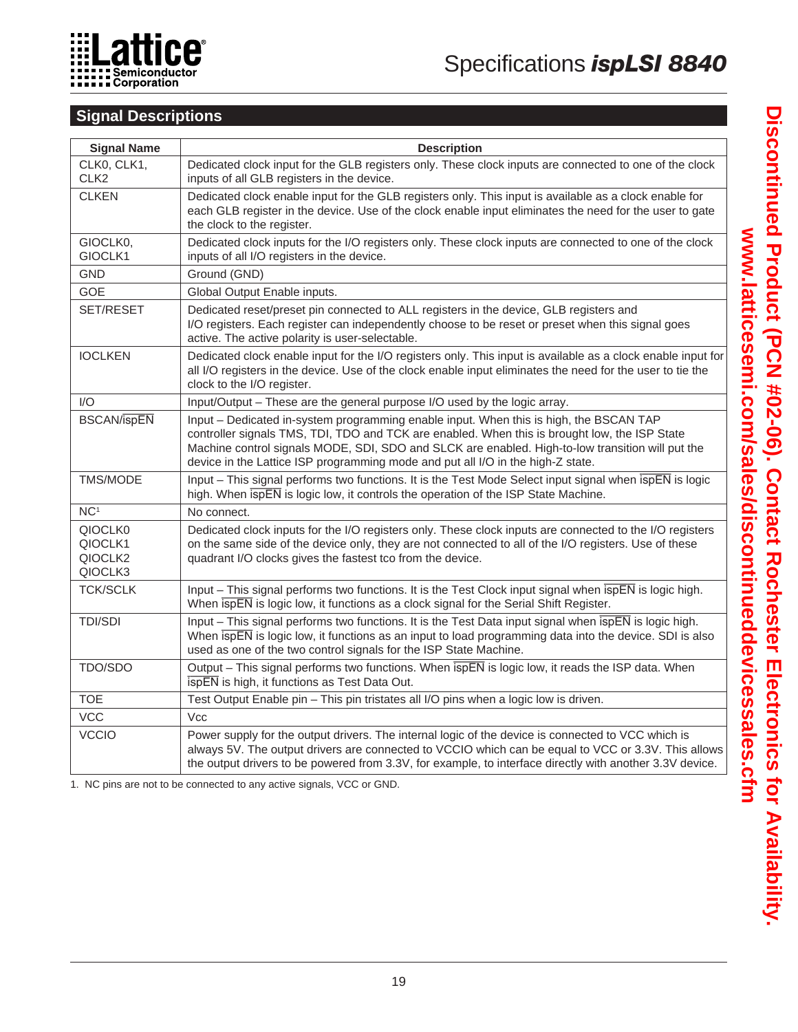## Signal Descriptions

| Signal Name | Description |
|---|---|
| CLK0, CLK1, CLK2 | Dedicated clock input for the GLB registers only. These clock inputs are connected to one of the clock inputs of all GLB registers in the device. |
| CLKEN | Dedicated clock enable input for the GLB registers only. This input is available as a clock enable for each GLB register in the device. Use of the clock enable input eliminates the need for the user to gate the clock to the register. |
| GIOCLK0, GIOCLK1 | Dedicated clock inputs for the I/O registers only. These clock inputs are connected to one of the clock inputs of all I/O registers in the device. |
| GND | Ground (GND) |
| GOE | Global Output Enable inputs. |
| SET/RESET | Dedicated reset/preset pin connected to ALL registers in the device, GLB registers and I/O registers. Each register can independently choose to be reset or preset when this signal goes active. The active polarity is user-selectable. |
| IOCLKEN | Dedicated clock enable input for the I/O registers only. This input is available as a clock enable input for all I/O registers in the device. Use of the clock enable input eliminates the need for the user to tie the clock to the I/O register. |
| I/O | Input/Output – These are the general purpose I/O used by the logic array. |
| BSCAN/$\overline{\text{ispEN}}$ | Input – Dedicated in-system programming enable input. When this is high, the BSCAN TAP controller signals TMS, TDI, TDO and TCK are enabled. When this is brought low, the ISP State Machine control signals MODE, SDI, SDO and SLCK are enabled. High-to-low transition will put the device in the Lattice ISP programming mode and put all I/O in the high-Z state. |
| TMS/MODE | Input – This signal performs two functions. It is the Test Mode Select input signal when $\overline{\text{ispEN}}$ is logic high. When $\overline{\text{ispEN}}$ is logic low, it controls the operation of the ISP State Machine. |
| NC[1] | No connect. |
| QIOCLK0 QIOCLK1 QIOCLK2 QIOCLK3 | Dedicated clock inputs for the I/O registers only. These clock inputs are connected to the I/O registers on the same side of the device only, they are not connected to all of the I/O registers. Use of these quadrant I/O clocks gives the fastest tco from the device. |
| TCK/SCLK | Input – This signal performs two functions. It is the Test Clock input signal when $\overline{\text{ispEN}}$ is logic high. When $\overline{\text{ispEN}}$ is logic low, it functions as a clock signal for the Serial Shift Register. |
| TDI/SDI | Input – This signal performs two functions. It is the Test Data input signal when $\overline{\text{ispEN}}$ is logic high. When $\overline{\text{ispEN}}$ is logic low, it functions as an input to load programming data into the device. SDI is also used as one of the two control signals for the ISP State Machine. |
| TDO/SDO | Output – This signal performs two functions. When $\overline{\text{ispEN}}$ is logic low, it reads the ISP data. When $\overline{\text{ispEN}}$ is high, it functions as Test Data Out. |
| TOE | Test Output Enable pin – This pin tristates all I/O pins when a logic low is driven. |
| VCC | Vcc |
| VCCIO | Power supply for the output drivers. The internal logic of the device is connected to VCC which is always 5V. The output drivers are connected to VCCIO which can be equal to VCC or 3.3V. This allows the output drivers to be powered from 3.3V, for example, to interface directly with another 3.3V device. |

1. NC pins are not to be connected to any active signals, VCC or GND.

Discontinued Product (PCN #02-06). Contact Rochester Electronics for Availability.
www.latticesemi.com/sales/discontinueddevicessales.cfm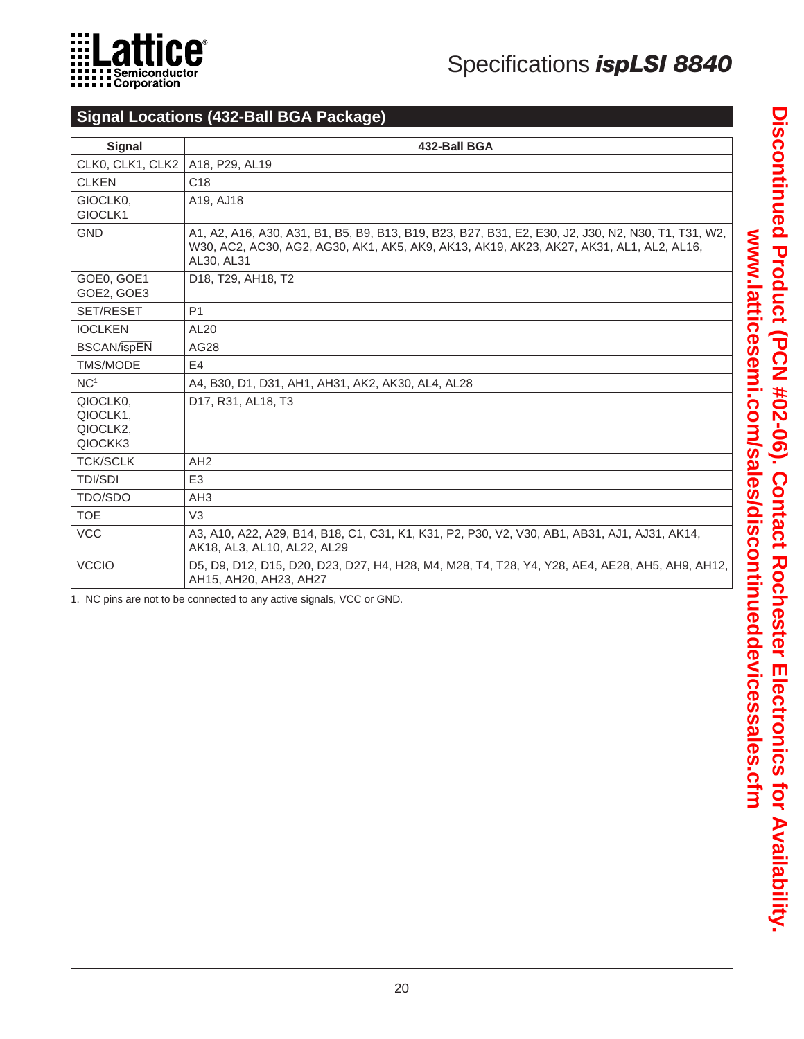## Signal Locations (432-Ball BGA Package)

| Signal | 432-Ball BGA |
|---|---|
| CLK0, CLK1, CLK2 | A18, P29, AL19 |
| CLKEN | C18 |
| GIOCLK0, GIOCLK1 | A19, AJ18 |
| GND | A1, A2, A16, A30, A31, B1, B5, B9, B13, B19, B23, B27, B31, E2, E30, J2, J30, N2, N30, T1, T31, W2, W30, AC2, AC30, AG2, AG30, AK1, AK5, AK9, AK13, AK19, AK23, AK27, AK31, AL1, AL2, AL16, AL30, AL31 |
| GOE0, GOE1 GOE2, GOE3 | D18, T29, AH18, T2 |
| SET/RESET | P1 |
| IOCLKEN | AL20 |
| BSCAN/$\overline{\text{ispEN}}$ | AG28 |
| TMS/MODE | E4 |
| NC[1] | A4, B30, D1, D31, AH1, AH31, AK2, AK30, AL4, AL28 |
| QIOCLK0, QIOCLK1, QIOCLK2, QIOCKK3 | D17, R31, AL18, T3 |
| TCK/SCLK | AH2 |
| TDI/SDI | E3 |
| TDO/SDO | AH3 |
| TOE | V3 |
| VCC | A3, A10, A22, A29, B14, B18, C1, C31, K1, K31, P2, P30, V2, V30, AB1, AB31, AJ1, AJ31, AK14, AK18, AL3, AL10, AL22, AL29 |
| VCCIO | D5, D9, D12, D15, D20, D23, D27, H4, H28, M4, M28, T4, T28, Y4, Y28, AE4, AE28, AH5, AH9, AH12, AH15, AH20, AH23, AH27 |

1. NC pins are not to be connected to any active signals, VCC or GND.

**Discontinued Product (PCN #02-06). Contact Rochester Electronics for Availability.**
**www.latticesemi.com/sales/discontinueddevicessales.cfm**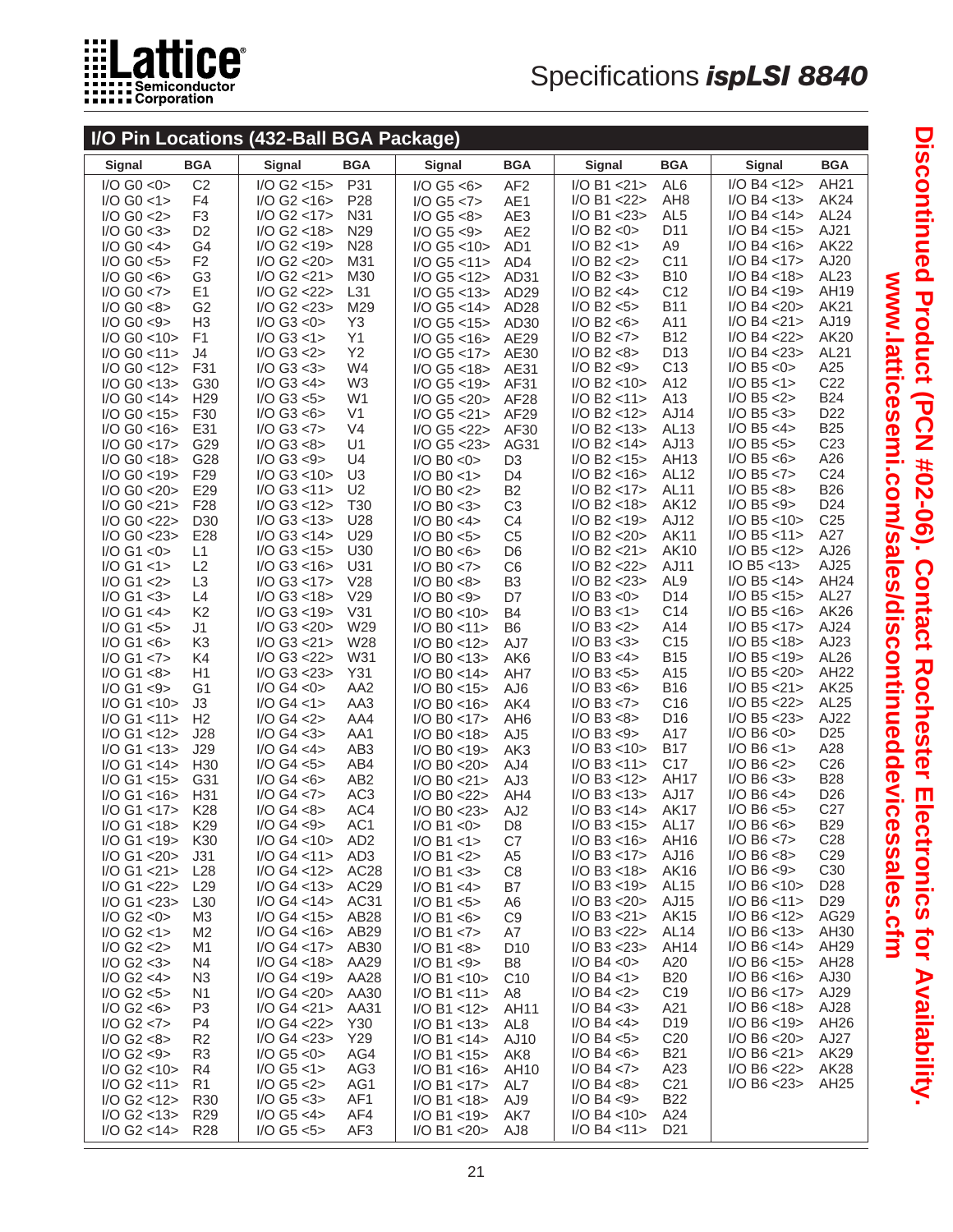## I/O Pin Locations (432-Ball BGA Package)

| Signal | BGA | Signal | BGA | Signal | BGA | Signal | BGA | Signal | BGA |
|---|---|---|---|---|---|---|---|---|---|
| I/O G0 <0> | C2 | I/O G2 <15> | P31 | I/O G5 <6> | AF2 | I/O B1 <21> | AL6 | I/O B4 <12> | AH21 |
| I/O G0 <1> | F4 | I/O G2 <16> | P28 | I/O G5 <7> | AE1 | I/O B1 <22> | AH8 | I/O B4 <13> | AK24 |
| I/O G0 <2> | F3 | I/O G2 <17> | N31 | I/O G5 <8> | AE3 | I/O B1 <23> | AL5 | I/O B4 <14> | AL24 |
| I/O G0 <3> | D2 | I/O G2 <18> | N29 | I/O G5 <9> | AE2 | I/O B2 <0> | D11 | I/O B4 <15> | AJ21 |
| I/O G0 <4> | G4 | I/O G2 <19> | N28 | I/O G5 <10> | AD1 | I/O B2 <1> | A9 | I/O B4 <16> | AK22 |
| I/O G0 <5> | F2 | I/O G2 <20> | M31 | I/O G5 <11> | AD4 | I/O B2 <2> | C11 | I/O B4 <17> | AJ20 |
| I/O G0 <6> | G3 | I/O G2 <21> | M30 | I/O G5 <12> | AD31 | I/O B2 <3> | B10 | I/O B4 <18> | AL23 |
| I/O G0 <7> | E1 | I/O G2 <22> | L31 | I/O G5 <13> | AD29 | I/O B2 <4> | C12 | I/O B4 <19> | AH19 |
| I/O G0 <8> | G2 | I/O G2 <23> | M29 | I/O G5 <14> | AD28 | I/O B2 <5> | B11 | I/O B4 <20> | AK21 |
| I/O G0 <9> | H3 | I/O G3 <0> | Y3 | I/O G5 <15> | AD30 | I/O B2 <6> | A11 | I/O B4 <21> | AJ19 |
| I/O G0 <10> | F1 | I/O G3 <1> | Y1 | I/O G5 <16> | AE29 | I/O B2 <7> | B12 | I/O B4 <22> | AK20 |
| I/O G0 <11> | J4 | I/O G3 <2> | Y2 | I/O G5 <17> | AE30 | I/O B2 <8> | D13 | I/O B4 <23> | AL21 |
| I/O G0 <12> | F31 | I/O G3 <3> | W4 | I/O G5 <18> | AE31 | I/O B2 <9> | C13 | I/O B5 <0> | A25 |
| I/O G0 <13> | G30 | I/O G3 <4> | W3 | I/O G5 <19> | AF31 | I/O B2 <10> | A12 | I/O B5 <1> | C22 |
| I/O G0 <14> | H29 | I/O G3 <5> | W1 | I/O G5 <20> | AF28 | I/O B2 <11> | A13 | I/O B5 <2> | B24 |
| I/O G0 <15> | F30 | I/O G3 <6> | V1 | I/O G5 <21> | AF29 | I/O B2 <12> | AJ14 | I/O B5 <3> | D22 |
| I/O G0 <16> | E31 | I/O G3 <7> | V4 | I/O G5 <22> | AF30 | I/O B2 <13> | AL13 | I/O B5 <4> | B25 |
| I/O G0 <17> | G29 | I/O G3 <8> | U1 | I/O G5 <23> | AG31 | I/O B2 <14> | AJ13 | I/O B5 <5> | C23 |
| I/O G0 <18> | G28 | I/O G3 <9> | U4 | I/O B0 <0> | D3 | I/O B2 <15> | AH13 | I/O B5 <6> | A26 |
| I/O G0 <19> | F29 | I/O G3 <10> | U3 | I/O B0 <1> | D4 | I/O B2 <16> | AL12 | I/O B5 <7> | C24 |
| I/O G0 <20> | E29 | I/O G3 <11> | U2 | I/O B0 <2> | B2 | I/O B2 <17> | AL11 | I/O B5 <8> | B26 |
| I/O G0 <21> | F28 | I/O G3 <12> | T30 | I/O B0 <3> | C3 | I/O B2 <18> | AK12 | I/O B5 <9> | D24 |
| I/O G0 <22> | D30 | I/O G3 <13> | U28 | I/O B0 <4> | C4 | I/O B2 <19> | AJ12 | I/O B5 <10> | C25 |
| I/O G0 <23> | E28 | I/O G3 <14> | U29 | I/O B0 <5> | C5 | I/O B2 <20> | AK11 | I/O B5 <11> | A27 |
| I/O G1 <0> | L1 | I/O G3 <15> | U30 | I/O B0 <6> | D6 | I/O B2 <21> | AK10 | I/O B5 <12> | AJ26 |
| I/O G1 <1> | L2 | I/O G3 <16> | U31 | I/O B0 <7> | C6 | I/O B2 <22> | AJ11 | IO B5 <13> | AJ25 |
| I/O G1 <2> | L3 | I/O G3 <17> | V28 | I/O B0 <8> | B3 | I/O B2 <23> | AL9 | I/O B5 <14> | AH24 |
| I/O G1 <3> | L4 | I/O G3 <18> | V29 | I/O B0 <9> | D7 | I/O B3 <0> | D14 | I/O B5 <15> | AL27 |
| I/O G1 <4> | K2 | I/O G3 <19> | V31 | I/O B0 <10> | B4 | I/O B3 <1> | C14 | I/O B5 <16> | AK26 |
| I/O G1 <5> | J1 | I/O G3 <20> | W29 | I/O B0 <11> | B6 | I/O B3 <2> | A14 | I/O B5 <17> | AJ24 |
| I/O G1 <6> | K3 | I/O G3 <21> | W28 | I/O B0 <12> | AJ7 | I/O B3 <3> | C15 | I/O B5 <18> | AJ23 |
| I/O G1 <7> | K4 | I/O G3 <22> | W31 | I/O B0 <13> | AK6 | I/O B3 <4> | B15 | I/O B5 <19> | AL26 |
| I/O G1 <8> | H1 | I/O G3 <23> | Y31 | I/O B0 <14> | AH7 | I/O B3 <5> | A15 | I/O B5 <20> | AH22 |
| I/O G1 <9> | G1 | I/O G4 <0> | AA2 | I/O B0 <15> | AJ6 | I/O B3 <6> | B16 | I/O B5 <21> | AK25 |
| I/O G1 <10> | J3 | I/O G4 <1> | AA3 | I/O B0 <16> | AK4 | I/O B3 <7> | C16 | I/O B5 <22> | AL25 |
| I/O G1 <11> | H2 | I/O G4 <2> | AA4 | I/O B0 <17> | AH6 | I/O B3 <8> | D16 | I/O B5 <23> | AJ22 |
| I/O G1 <12> | J28 | I/O G4 <3> | AA1 | I/O B0 <18> | AJ5 | I/O B3 <9> | A17 | I/O B6 <0> | D25 |
| I/O G1 <13> | J29 | I/O G4 <4> | AB3 | I/O B0 <19> | AK3 | I/O B3 <10> | B17 | I/O B6 <1> | A28 |
| I/O G1 <14> | H30 | I/O G4 <5> | AB4 | I/O B0 <20> | AJ4 | I/O B3 <11> | C17 | I/O B6 <2> | C26 |
| I/O G1 <15> | G31 | I/O G4 <6> | AB2 | I/O B0 <21> | AJ3 | I/O B3 <12> | AH17 | I/O B6 <3> | B28 |
| I/O G1 <16> | H31 | I/O G4 <7> | AC3 | I/O B0 <22> | AH4 | I/O B3 <13> | AJ17 | I/O B6 <4> | D26 |
| I/O G1 <17> | K28 | I/O G4 <8> | AC4 | I/O B0 <23> | AJ2 | I/O B3 <14> | AK17 | I/O B6 <5> | C27 |
| I/O G1 <18> | K29 | I/O G4 <9> | AC1 | I/O B1 <0> | D8 | I/O B3 <15> | AL17 | I/O B6 <6> | B29 |
| I/O G1 <19> | K30 | I/O G4 <10> | AD2 | I/O B1 <1> | C7 | I/O B3 <16> | AH16 | I/O B6 <7> | C28 |
| I/O G1 <20> | J31 | I/O G4 <11> | AD3 | I/O B1 <2> | A5 | I/O B3 <17> | AJ16 | I/O B6 <8> | C29 |
| I/O G1 <21> | L28 | I/O G4 <12> | AC28 | I/O B1 <3> | C8 | I/O B3 <18> | AK16 | I/O B6 <9> | C30 |
| I/O G1 <22> | L29 | I/O G4 <13> | AC29 | I/O B1 <4> | B7 | I/O B3 <19> | AL15 | I/O B6 <10> | D28 |
| I/O G1 <23> | L30 | I/O G4 <14> | AC31 | I/O B1 <5> | A6 | I/O B3 <20> | AJ15 | I/O B6 <11> | D29 |
| I/O G2 <0> | M3 | I/O G4 <15> | AB28 | I/O B1 <6> | C9 | I/O B3 <21> | AK15 | I/O B6 <12> | AG29 |
| I/O G2 <1> | M2 | I/O G4 <16> | AB29 | I/O B1 <7> | A7 | I/O B3 <22> | AL14 | I/O B6 <13> | AH30 |
| I/O G2 <2> | M1 | I/O G4 <17> | AB30 | I/O B1 <8> | D10 | I/O B3 <23> | AH14 | I/O B6 <14> | AH29 |
| I/O G2 <3> | N4 | I/O G4 <18> | AA29 | I/O B1 <9> | B8 | I/O B4 <0> | A20 | I/O B6 <15> | AH28 |
| I/O G2 <4> | N3 | I/O G4 <19> | AA28 | I/O B1 <10> | C10 | I/O B4 <1> | B20 | I/O B6 <16> | AJ30 |
| I/O G2 <5> | N1 | I/O G4 <20> | AA30 | I/O B1 <11> | A8 | I/O B4 <2> | C19 | I/O B6 <17> | AJ29 |
| I/O G2 <6> | P3 | I/O G4 <21> | AA31 | I/O B1 <12> | AH11 | I/O B4 <3> | A21 | I/O B6 <18> | AJ28 |
| I/O G2 <7> | P4 | I/O G4 <22> | Y30 | I/O B1 <13> | AL8 | I/O B4 <4> | D19 | I/O B6 <19> | AH26 |
| I/O G2 <8> | R2 | I/O G4 <23> | Y29 | I/O B1 <14> | AJ10 | I/O B4 <5> | C20 | I/O B6 <20> | AJ27 |
| I/O G2 <9> | R3 | I/O G5 <0> | AG4 | I/O B1 <15> | AK8 | I/O B4 <6> | B21 | I/O B6 <21> | AK29 |
| I/O G2 <10> | R4 | I/O G5 <1> | AG3 | I/O B1 <16> | AH10 | I/O B4 <7> | A23 | I/O B6 <22> | AK28 |
| I/O G2 <11> | R1 | I/O G5 <2> | AG1 | I/O B1 <17> | AL7 | I/O B4 <8> | C21 | I/O B6 <23> | AH25 |
| I/O G2 <12> | R30 | I/O G5 <3> | AF1 | I/O B1 <18> | AJ9 | I/O B4 <9> | B22 | | |
| I/O G2 <13> | R29 | I/O G5 <4> | AF4 | I/O B1 <19> | AK7 | I/O B4 <10> | A24 | | |
| I/O G2 <14> | R28 | I/O G5 <5> | AF3 | I/O B1 <20> | AJ8 | I/O B4 <11> | D21 | | |

**Discontinued Product (PCN #02-06). Contact Rochester Electronics for Availability.**
**www.latticesemi.com/sales/discontinueddevicessales.cfm**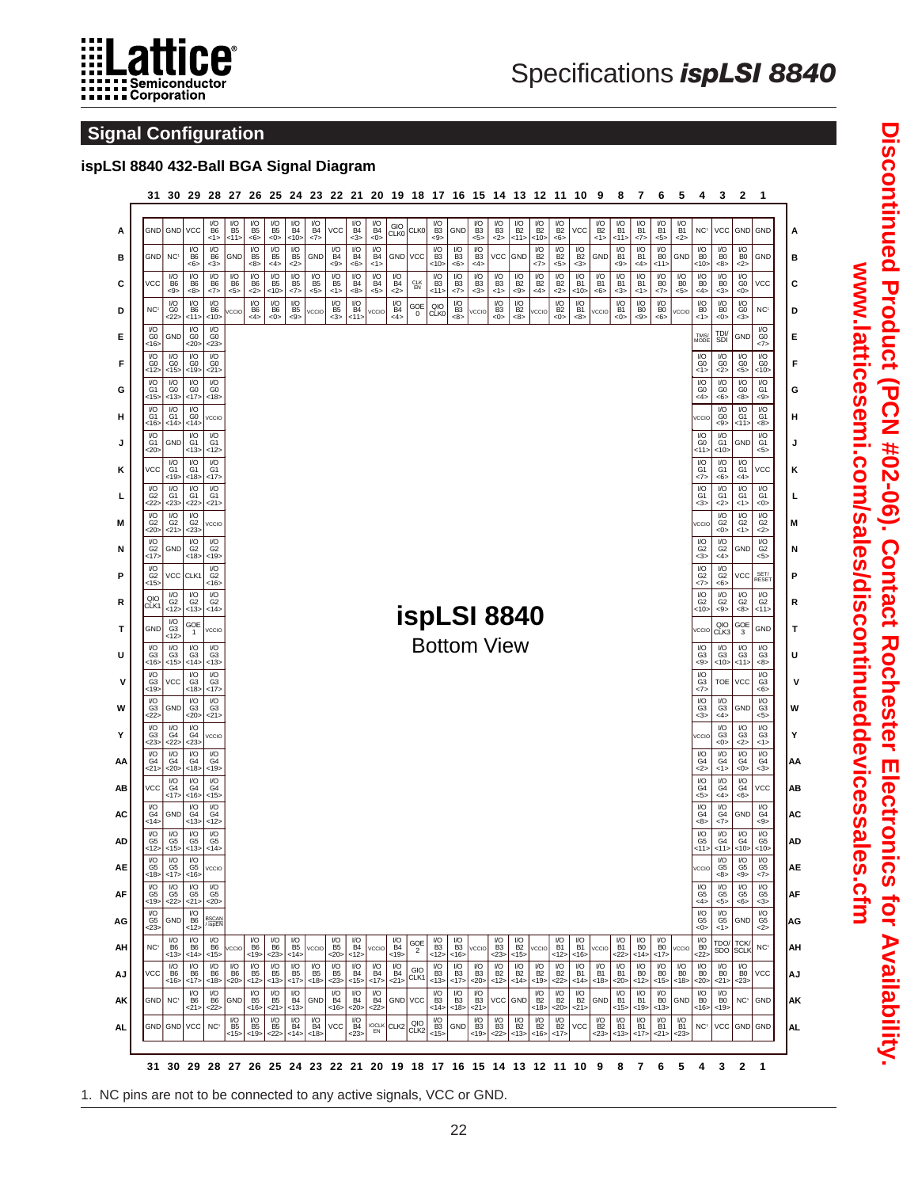# Specifications *ispLSI 8840*

**Discontinued Product (PCN #02-06). Contact Rochester Electronics for Availability.**
**www.latticesemi.com/sales/discontinueddevicessales.cfm**

## Signal Configuration

### ispLSI 8840 432-Ball BGA Signal Diagram

**ispLSI 8840 — Bottom View**

Rows A–D and AH–AL (columns 31 to 1):

| Row | 31 | 30 | 29 | 28 | 27 | 26 | 25 | 24 | 23 | 22 | 21 | 20 | 19 | 18 | 17 | 16 | 15 | 14 | 13 | 12 | 11 | 10 | 9 | 8 | 7 | 6 | 5 | 4 | 3 | 2 | 1 |
|---|---|---|---|---|---|---|---|---|---|---|---|---|---|---|---|---|---|---|---|---|---|---|---|---|---|---|---|---|---|---|---|
| A | GND | GND | VCC | I/O B6 <1> | I/O B5 <11> | I/O B5 <6> | I/O B5 <0> | I/O B4 <10> | I/O B4 <7> | VCC | I/O B4 <3> | I/O B4 <0> | GIO CLK0 | CLK0 | I/O B3 <9> | GND | I/O B3 <5> | I/O B3 <2> | I/O B2 <11> | I/O B2 <10> | I/O B2 <6> | VCC | I/O B2 <1> | I/O B1 <11> | I/O B1 <7> | I/O B1 <5> | I/O B1 <2> | NC¹ | VCC | GND | GND |
| B | GND | NC¹ | I/O B6 <6> | I/O B6 <3> | GND | I/O B5 <8> | I/O B5 <4> | I/O B5 <2> | GND | I/O B4 <9> | I/O B4 <6> | I/O B4 <1> | GND | VCC | I/O B3 <10> | I/O B3 <6> | I/O B3 <4> | VCC | GND | I/O B2 <7> | I/O B2 <5> | I/O B2 <3> | GND | I/O B1 <9> | I/O B1 <4> | I/O B0 <11> | GND | I/O B0 <10> | I/O B0 <8> | I/O B0 <2> | GND |
| C | VCC | I/O B6 <9> | I/O B6 <8> | I/O B6 <7> | I/O B6 <5> | I/O B6 <2> | I/O B5 <10> | I/O B5 <7> | I/O B5 <5> | I/O B5 <1> | I/O B4 <8> | I/O B4 <5> | I/O B4 <2> | CLK EN | I/O B3 <11> | I/O B3 <7> | I/O B3 <3> | I/O B3 <1> | I/O B2 <9> | I/O B2 <4> | I/O B2 <2> | I/O B1 <10> | I/O B1 <6> | I/O B1 <3> | I/O B1 <1> | I/O B0 <7> | I/O B0 <5> | I/O B0 <4> | I/O B0 <3> | I/O G0 <0> | VCC |
| D | NC¹ | I/O G0 <22> | I/O B6 <11> | I/O B6 <10> | VCCIO | I/O B6 <4> | I/O B6 <0> | I/O B5 <9> | VCCIO | I/O B5 <3> | I/O B4 <11> | VCCIO | I/O B4 <4> | GOE 0 | QIO CLK0 | I/O B3 <8> | VCCIO | I/O B3 <0> | I/O B2 <8> | VCCIO | I/O B2 <0> | I/O B1 <8> | VCCIO | I/O B1 <0> | I/O B0 <9> | I/O B0 <6> | VCCIO | I/O B0 <1> | I/O B0 <0> | I/O G0 <3> | NC¹ |
| AH | NC¹ | I/O B6 <13> | I/O B6 <14> | I/O B6 <15> | VCCIO | I/O B6 <19> | I/O B6 <23> | I/O B5 <14> | VCCIO | I/O B5 <20> | I/O B4 <12> | VCCIO | I/O B4 <19> | GOE 2 | I/O B3 <12> | I/O B3 <16> | VCCIO | I/O B3 <23> | I/O B2 <15> | VCCIO | I/O B1 <12> | I/O B1 <16> | VCCIO | I/O B1 <22> | I/O B0 <14> | I/O B0 <17> | VCCIO | I/O B0 <22> | TDO/ SDO | TCK/ SCLK | NC¹ |
| AJ | VCC | I/O B6 <16> | I/O B6 <17> | I/O B6 <18> | I/O B6 <20> | I/O B5 <12> | I/O B5 <13> | I/O B5 <17> | I/O B5 <18> | I/O B5 <23> | I/O B4 <15> | I/O B4 <17> | I/O B4 <21> | GIO CLK1 | I/O B3 <13> | I/O B3 <17> | I/O B3 <20> | I/O B2 <12> | I/O B2 <14> | I/O B2 <19> | I/O B2 <22> | I/O B1 <14> | I/O B1 <18> | I/O B1 <20> | I/O B0 <12> | I/O B0 <15> | I/O B0 <18> | I/O B0 <20> | I/O B0 <21> | I/O B0 <23> | VCC |
| AK | GND | NC¹ | I/O B6 <21> | I/O B6 <22> | GND | I/O B5 <16> | I/O B5 <21> | I/O B4 <13> | GND | I/O B4 <16> | I/O B4 <20> | I/O B4 <22> | GND | VCC | I/O B3 <14> | I/O B3 <18> | I/O B3 <21> | VCC | GND | I/O B2 <18> | I/O B2 <20> | I/O B2 <21> | GND | I/O B1 <15> | I/O B1 <19> | I/O B0 <13> | GND | I/O B0 <16> | I/O B0 <19> | NC¹ | GND |
| AL | GND | GND | VCC | NC¹ | I/O B5 <15> | I/O B5 <19> | I/O B5 <22> | I/O B4 <14> | I/O B4 <18> | VCC | I/O B4 <23> | IOCLK EN | CLK2 | QIO CLK2 | I/O B3 <15> | GND | I/O B3 <19> | I/O B3 <22> | I/O B2 <13> | I/O B2 <16> | I/O B2 <17> | VCC | I/O B2 <23> | I/O B1 <13> | I/O B1 <17> | I/O B1 <21> | I/O B1 <23> | NC¹ | VCC | GND | GND |

Rows E–AG (columns 31–28 and 4–1):

| Row | 31 | 30 | 29 | 28 | 4 | 3 | 2 | 1 |
|---|---|---|---|---|---|---|---|---|
| E | I/O G0 <16> | GND | I/O G0 <20> | I/O G0 <23> | TMS/ MODE | TDI/ SDI | GND | I/O G0 <7> |
| F | I/O G0 <12> | I/O G0 <15> | I/O G0 <19> | I/O G0 <21> | I/O G0 <1> | I/O G0 <2> | I/O G0 <5> | I/O G0 <10> |
| G | I/O G1 <15> | I/O G0 <13> | I/O G0 <17> | I/O G0 <18> | I/O G0 <4> | I/O G0 <6> | I/O G0 <8> | I/O G1 <9> |
| H | I/O G1 <16> | I/O G1 <14> | I/O G0 <14> | VCCIO | VCCIO | I/O G0 <9> | I/O G1 <11> | I/O G1 <8> |
| J | I/O G1 <20> | GND | I/O G1 <13> | I/O G1 <12> | I/O G0 <11> | I/O G1 <10> | GND | I/O G1 <5> |
| K | VCC | I/O G1 <19> | I/O G1 <18> | I/O G1 <17> | I/O G1 <7> | I/O G1 <6> | I/O G1 <4> | VCC |
| L | I/O G2 <22> | I/O G1 <23> | I/O G1 <22> | I/O G1 <21> | I/O G1 <3> | I/O G1 <2> | I/O G1 <1> | I/O G1 <0> |
| M | I/O G2 <20> | I/O G2 <21> | I/O G2 <23> | VCCIO | VCCIO | I/O G2 <0> | I/O G2 <1> | I/O G2 <2> |
| N | I/O G2 <17> | GND | I/O G2 <18> | I/O G2 <19> | I/O G2 <3> | I/O G2 <4> | GND | I/O G2 <5> |
| P | I/O G2 <15> | VCC | CLK1 | I/O G2 <16> | I/O G2 <7> | I/O G2 <6> | VCC | SET/ RESET |
| R | QIO CLK1 | I/O G2 <12> | I/O G2 <13> | I/O G2 <14> | I/O G2 <10> | I/O G2 <9> | I/O G2 <8> | I/O G2 <11> |
| T | GND | I/O G3 <12> | GOE 1 | VCCIO | VCCIO | QIO CLK3 | GOE 3 | GND |
| U | I/O G3 <16> | I/O G3 <15> | I/O G3 <14> | I/O G3 <13> | I/O G3 <9> | I/O G3 <10> | I/O G3 <11> | I/O G3 <8> |
| V | I/O G3 <19> | VCC | I/O G3 <18> | I/O G3 <17> | I/O G3 <7> | TOE | VCC | I/O G3 <6> |
| W | I/O G3 <22> | GND | I/O G3 <20> | I/O G3 <21> | I/O G3 <3> | I/O G3 <4> | GND | I/O G3 <5> |
| Y | I/O G3 <23> | I/O G4 <22> | I/O G4 <23> | VCCIO | VCCIO | I/O G3 <0> | I/O G3 <2> | I/O G3 <1> |
| AA | I/O G4 <21> | I/O G4 <20> | I/O G4 <18> | I/O G4 <19> | I/O G4 <2> | I/O G4 <1> | I/O G4 <0> | I/O G4 <3> |
| AB | VCC | I/O G4 <17> | I/O G4 <16> | I/O G4 <15> | I/O G4 <5> | I/O G4 <4> | I/O G4 <6> | VCC |
| AC | I/O G4 <14> | GND | I/O G4 <13> | I/O G4 <12> | I/O G4 <8> | I/O G4 <7> | GND | I/O G4 <9> |
| AD | I/O G5 <12> | I/O G5 <15> | I/O G5 <13> | I/O G5 <14> | I/O G5 <11> | I/O G4 <11> | I/O G4 <10> | I/O G5 <10> |
| AE | I/O G5 <18> | I/O G5 <17> | I/O G5 <16> | VCCIO | VCCIO | I/O G5 <8> | I/O G5 <9> | I/O G5 <7> |
| AF | I/O G5 <19> | I/O G5 <22> | I/O G5 <21> | I/O G5 <20> | I/O G5 <4> | I/O G5 <5> | I/O G5 <6> | I/O G5 <3> |
| AG | I/O G5 <23> | GND | I/O B6 <12> | BSCAN/ ispEN | I/O G5 <0> | I/O G5 <1> | GND | I/O G5 <2> |

1. NC pins are not to be connected to any active signals, VCC or GND.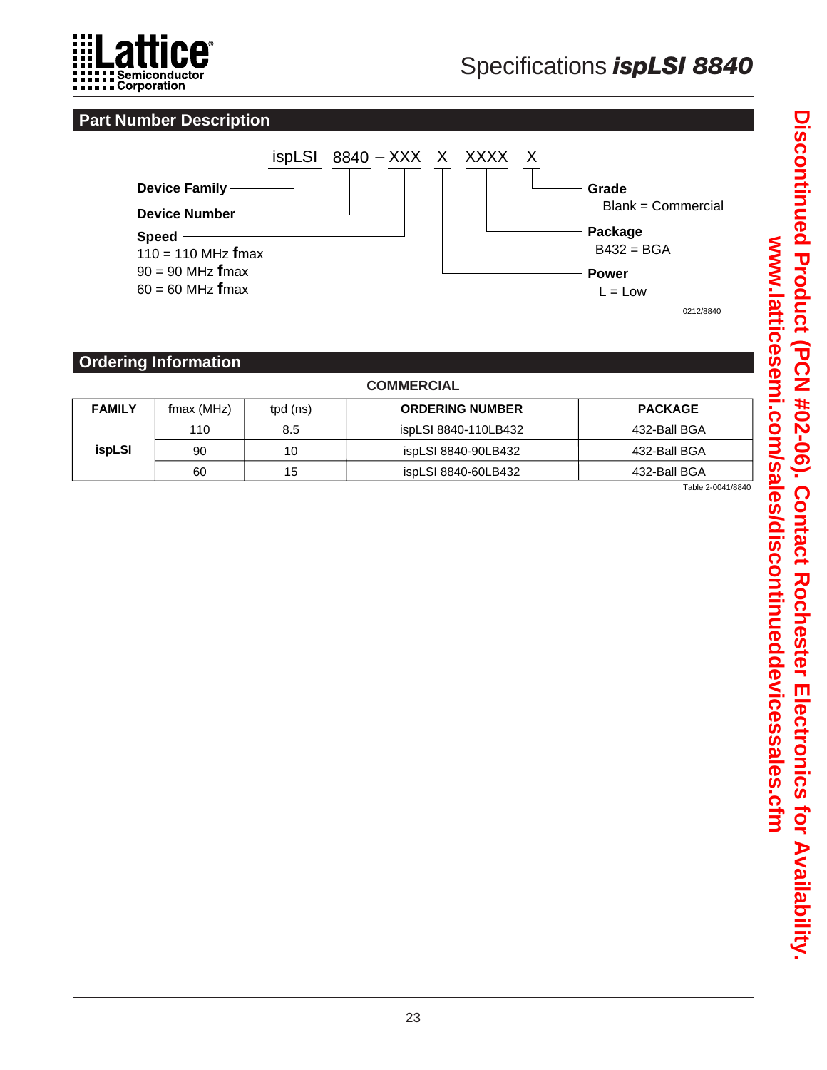## Part Number Description

ispLSI 8840 – XXX X XXXX X

**Device Family**

**Device Number**

**Speed**
110 = 110 MHz **f**max
90 = 90 MHz **f**max
60 = 60 MHz **f**max

**Grade**
Blank = Commercial

**Package**
B432 = BGA

**Power**
L = Low

0212/8840

## Ordering Information

**COMMERCIAL**

| FAMILY | **f**max (MHz) | **t**pd (ns) | ORDERING NUMBER | PACKAGE |
|---|---|---|---|---|
| ispLSI | 110 | 8.5 | ispLSI 8840-110LB432 | 432-Ball BGA |
| | 90 | 10 | ispLSI 8840-90LB432 | 432-Ball BGA |
| | 60 | 15 | ispLSI 8840-60LB432 | 432-Ball BGA |

Table 2-0041/8840

**Discontinued Product (PCN #02-06). Contact Rochester Electronics for Availability.**
**www.latticesemi.com/sales/discontinueddevicessales.cfm**